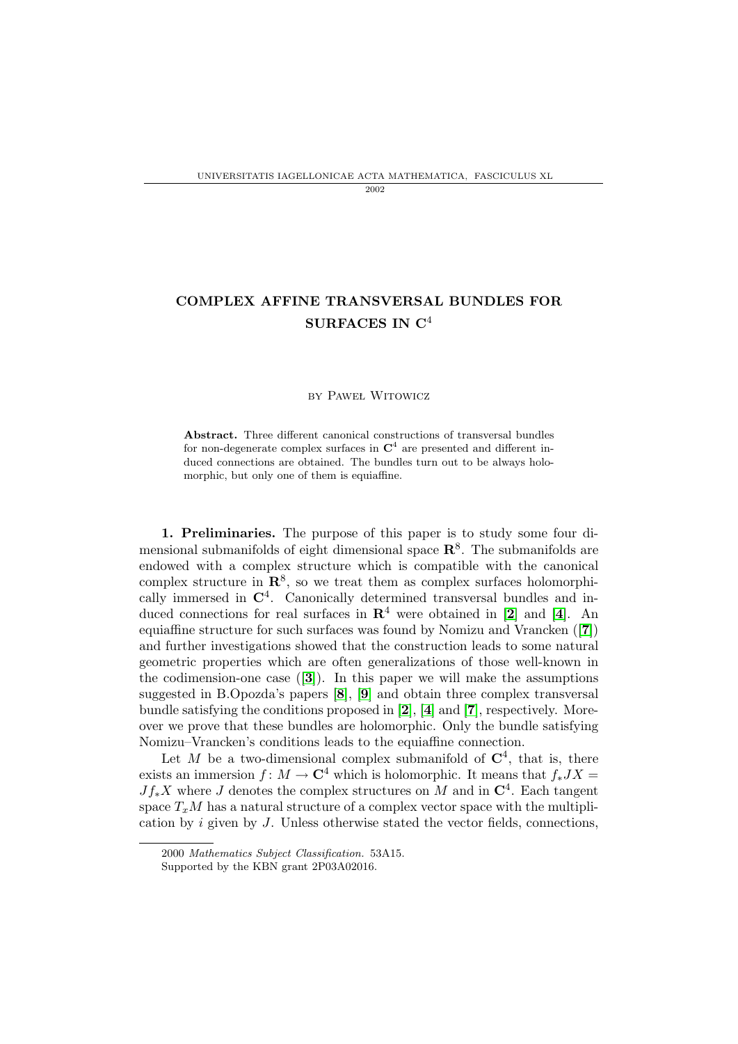# COMPLEX AFFINE TRANSVERSAL BUNDLES FOR SURFACES IN $\mathbf{C}^4$

by Paweł Witowicz

**Abstract.** Three different canonical constructions of transversal bundles for non-degenerate complex surfaces in $\mathbf{C}^4$ are presented and different induced connections are obtained. The bundles turn out to be always holomorphic, but only one of them is equiaffine.

**1. Preliminaries.** The purpose of this paper is to study some four dimensional submanifolds of eight dimensional space $\mathbf{R}^8$. The submanifolds are endowed with a complex structure which is compatible with the canonical complex structure in $\mathbf{R}^8$, so we treat them as complex surfaces holomorphically immersed in $\mathbf{C}^4$. Canonically determined transversal bundles and induced connections for real surfaces in $\mathbf{R}^4$ were obtained in [**2**] and [**4**]. An equiaffine structure for such surfaces was found by Nomizu and Vrancken ([**7**]) and further investigations showed that the construction leads to some natural geometric properties which are often generalizations of those well-known in the codimension-one case ([**3**]). In this paper we will make the assumptions suggested in B.Opozda's papers [**8**], [**9**] and obtain three complex transversal bundle satisfying the conditions proposed in [**2**], [**4**] and [**7**], respectively. Moreover we prove that these bundles are holomorphic. Only the bundle satisfying Nomizu–Vrancken's conditions leads to the equiaffine connection.

Let $M$ be a two-dimensional complex submanifold of $\mathbf{C}^4$, that is, there exists an immersion $f\colon M \to \mathbf{C}^4$ which is holomorphic. It means that $f_*JX = Jf_*X$ where $J$ denotes the complex structures on $M$ and in $\mathbf{C}^4$. Each tangent space $T_xM$ has a natural structure of a complex vector space with the multiplication by $i$ given by $J$. Unless otherwise stated the vector fields, connections,

2000 *Mathematics Subject Classification.* 53A15.

Supported by the KBN grant 2P03A02016.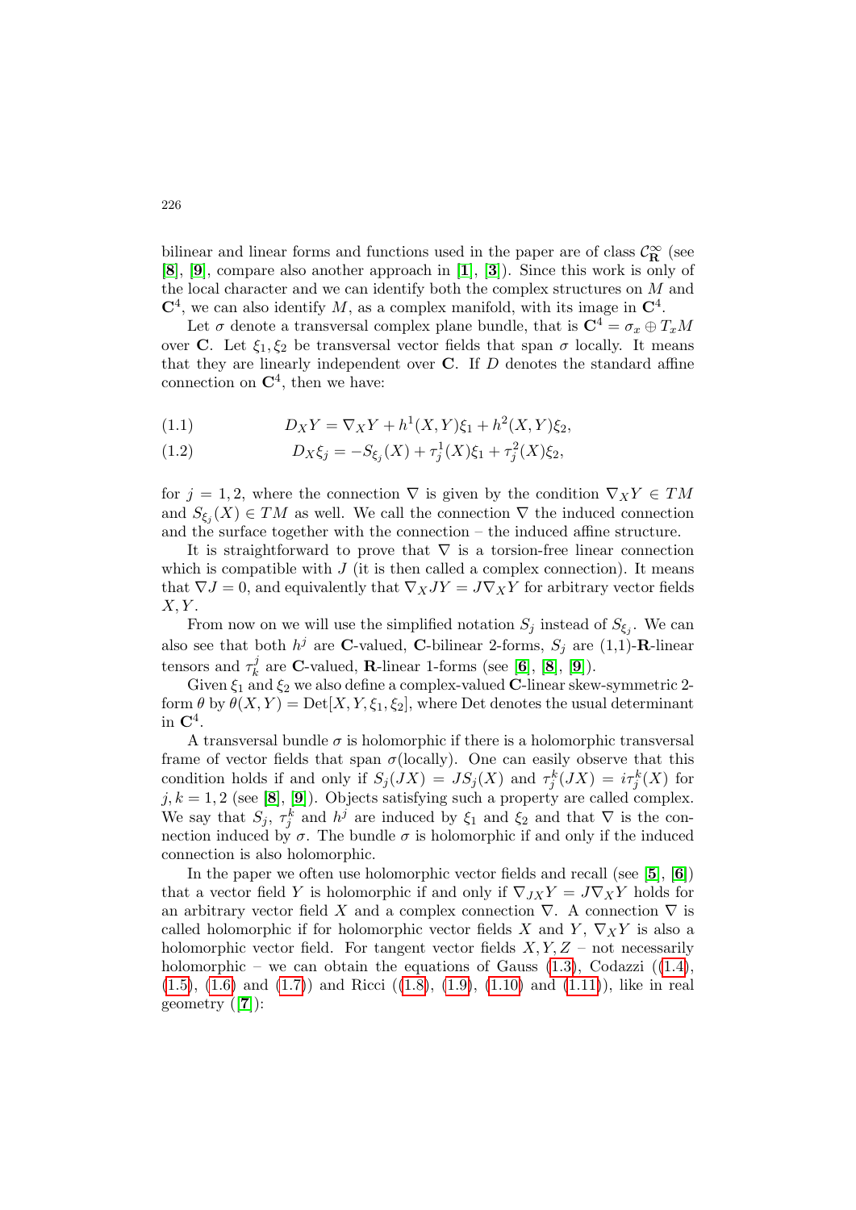bilinear and linear forms and functions used in the paper are of class $\mathcal{C}^{\infty}_{\mathbf{R}}$ (see [8], [9], compare also another approach in [1], [3]). Since this work is only of the local character and we can identify both the complex structures on $M$ and $\mathbf{C}^4$, we can also identify $M$, as a complex manifold, with its image in $\mathbf{C}^4$.

Let $\sigma$ denote a transversal complex plane bundle, that is $\mathbf{C}^4 = \sigma_x \oplus T_x M$ over $\mathbf{C}$. Let $\xi_1, \xi_2$ be transversal vector fields that span $\sigma$ locally. It means that they are linearly independent over $\mathbf{C}$. If $D$ denotes the standard affine connection on $\mathbf{C}^4$, then we have:

$$D_X Y = \nabla_X Y + h^1(X,Y)\xi_1 + h^2(X,Y)\xi_2, \tag{1.1}$$

$$D_X \xi_j = -S_{\xi_j}(X) + \tau_j^1(X)\xi_1 + \tau_j^2(X)\xi_2, \tag{1.2}$$

for $j = 1, 2$, where the connection $\nabla$ is given by the condition $\nabla_X Y \in TM$ and $S_{\xi_j}(X) \in TM$ as well. We call the connection $\nabla$ the induced connection and the surface together with the connection – the induced affine structure.

It is straightforward to prove that $\nabla$ is a torsion-free linear connection which is compatible with $J$ (it is then called a complex connection). It means that $\nabla J = 0$, and equivalently that $\nabla_X JY = J\nabla_X Y$ for arbitrary vector fields $X, Y$.

From now on we will use the simplified notation $S_j$ instead of $S_{\xi_j}$. We can also see that both $h^j$ are $\mathbf{C}$-valued, $\mathbf{C}$-bilinear 2-forms, $S_j$ are (1,1)-$\mathbf{R}$-linear tensors and $\tau_k^j$ are $\mathbf{C}$-valued, $\mathbf{R}$-linear 1-forms (see [6], [8], [9]).

Given $\xi_1$ and $\xi_2$ we also define a complex-valued $\mathbf{C}$-linear skew-symmetric 2-form $\theta$ by $\theta(X,Y) = \mathrm{Det}[X, Y, \xi_1, \xi_2]$, where Det denotes the usual determinant in $\mathbf{C}^4$.

A transversal bundle $\sigma$ is holomorphic if there is a holomorphic transversal frame of vector fields that span $\sigma$(locally). One can easily observe that this condition holds if and only if $S_j(JX) = JS_j(X)$ and $\tau_j^k(JX) = i\tau_j^k(X)$ for $j, k = 1, 2$ (see [8], [9]). Objects satisfying such a property are called complex. We say that $S_j$, $\tau_j^k$ and $h^j$ are induced by $\xi_1$ and $\xi_2$ and that $\nabla$ is the connection induced by $\sigma$. The bundle $\sigma$ is holomorphic if and only if the induced connection is also holomorphic.

In the paper we often use holomorphic vector fields and recall (see [5], [6]) that a vector field $Y$ is holomorphic if and only if $\nabla_{JX} Y = J\nabla_X Y$ holds for an arbitrary vector field $X$ and a complex connection $\nabla$. A connection $\nabla$ is called holomorphic if for holomorphic vector fields $X$ and $Y$, $\nabla_X Y$ is also a holomorphic vector field. For tangent vector fields $X, Y, Z$ – not necessarily holomorphic – we can obtain the equations of Gauss (1.3), Codazzi ((1.4), (1.5), (1.6) and (1.7)) and Ricci ((1.8), (1.9), (1.10) and (1.11)), like in real geometry ([7]):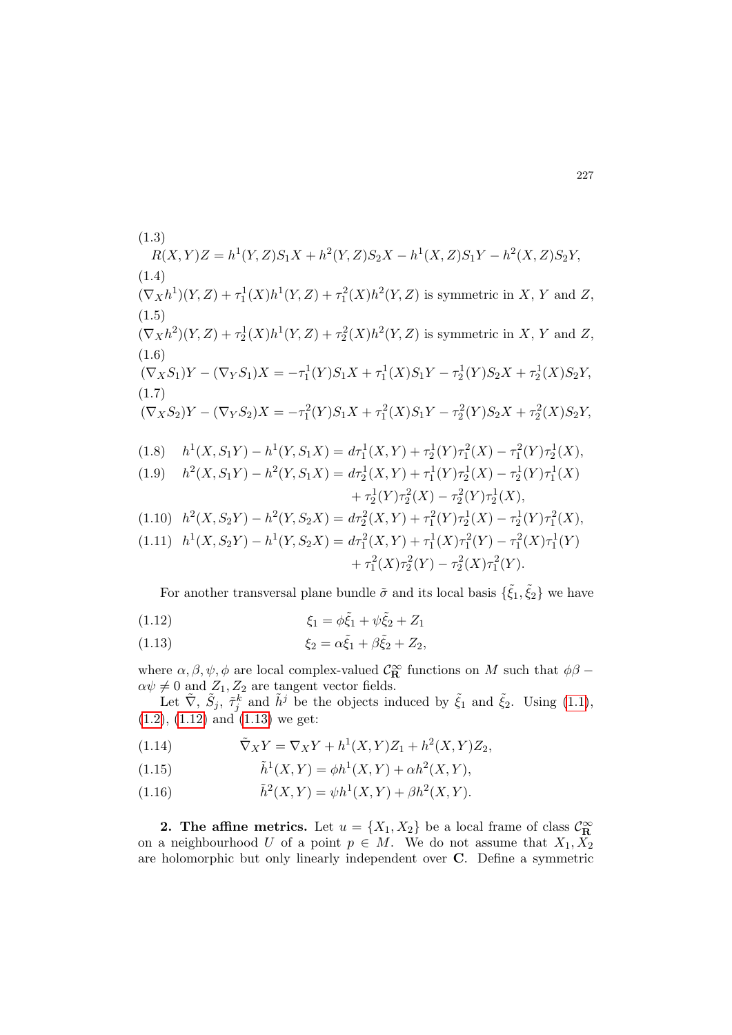(1.3)

$$R(X,Y)Z = h^1(Y,Z)S_1X + h^2(Y,Z)S_2X - h^1(X,Z)S_1Y - h^2(X,Z)S_2Y,$$

(1.4)

$(\nabla_X h^1)(Y,Z) + \tau_1^1(X)h^1(Y,Z) + \tau_1^2(X)h^2(Y,Z)$ is symmetric in $X$, $Y$ and $Z$,

(1.5)

$(\nabla_X h^2)(Y,Z) + \tau_2^1(X)h^1(Y,Z) + \tau_2^2(X)h^2(Y,Z)$ is symmetric in $X$, $Y$ and $Z$,

(1.6)

$$(\nabla_X S_1)Y - (\nabla_Y S_1)X = -\tau_1^1(Y)S_1X + \tau_1^1(X)S_1Y - \tau_2^1(Y)S_2X + \tau_2^1(X)S_2Y,$$

(1.7)

$$(\nabla_X S_2)Y - (\nabla_Y S_2)X = -\tau_1^2(Y)S_1X + \tau_1^2(X)S_1Y - \tau_2^2(Y)S_2X + \tau_2^2(X)S_2Y,$$

$$h^1(X,S_1Y) - h^1(Y,S_1X) = d\tau_1^1(X,Y) + \tau_2^1(Y)\tau_1^2(X) - \tau_1^2(Y)\tau_2^1(X), \tag{1.8}$$

$$h^2(X,S_1Y) - h^2(Y,S_1X) = d\tau_2^1(X,Y) + \tau_1^1(Y)\tau_2^1(X) - \tau_2^1(Y)\tau_1^1(X) + \tau_2^1(Y)\tau_2^2(X) - \tau_2^2(Y)\tau_2^1(X), \tag{1.9}$$

$$h^2(X,S_2Y) - h^2(Y,S_2X) = d\tau_2^2(X,Y) + \tau_1^2(Y)\tau_2^1(X) - \tau_2^1(Y)\tau_1^2(X), \tag{1.10}$$

$$h^1(X,S_2Y) - h^1(Y,S_2X) = d\tau_1^2(X,Y) + \tau_1^1(X)\tau_1^2(Y) - \tau_1^2(X)\tau_1^1(Y) + \tau_1^2(X)\tau_2^2(Y) - \tau_2^2(X)\tau_1^2(Y). \tag{1.11}$$

For another transversal plane bundle $\tilde{\sigma}$ and its local basis $\{\tilde{\xi}_1, \tilde{\xi}_2\}$ we have

$$\xi_1 = \phi\tilde{\xi}_1 + \psi\tilde{\xi}_2 + Z_1 \tag{1.12}$$

$$\xi_2 = \alpha\tilde{\xi}_1 + \beta\tilde{\xi}_2 + Z_2, \tag{1.13}$$

where $\alpha, \beta, \psi, \phi$ are local complex-valued $\mathcal{C}^\infty_{\mathbf{R}}$ functions on $M$ such that $\phi\beta - \alpha\psi \neq 0$ and $Z_1, Z_2$ are tangent vector fields.

Let $\tilde{\nabla}$, $\tilde{S}_j$, $\tilde{\tau}_j^k$ and $\tilde{h}^j$ be the objects induced by $\tilde{\xi}_1$ and $\tilde{\xi}_2$. Using (1.1), (1.2), (1.12) and (1.13) we get:

$$\tilde{\nabla}_X Y = \nabla_X Y + h^1(X,Y)Z_1 + h^2(X,Y)Z_2, \tag{1.14}$$

$$\tilde{h}^1(X,Y) = \phi h^1(X,Y) + \alpha h^2(X,Y), \tag{1.15}$$

$$\tilde{h}^2(X,Y) = \psi h^1(X,Y) + \beta h^2(X,Y). \tag{1.16}$$

**2. The affine metrics.** Let $u = \{X_1, X_2\}$ be a local frame of class $\mathcal{C}^\infty_{\mathbf{R}}$ on a neighbourhood $U$ of a point $p \in M$. We do not assume that $X_1, X_2$ are holomorphic but only linearly independent over $\mathbf{C}$. Define a symmetric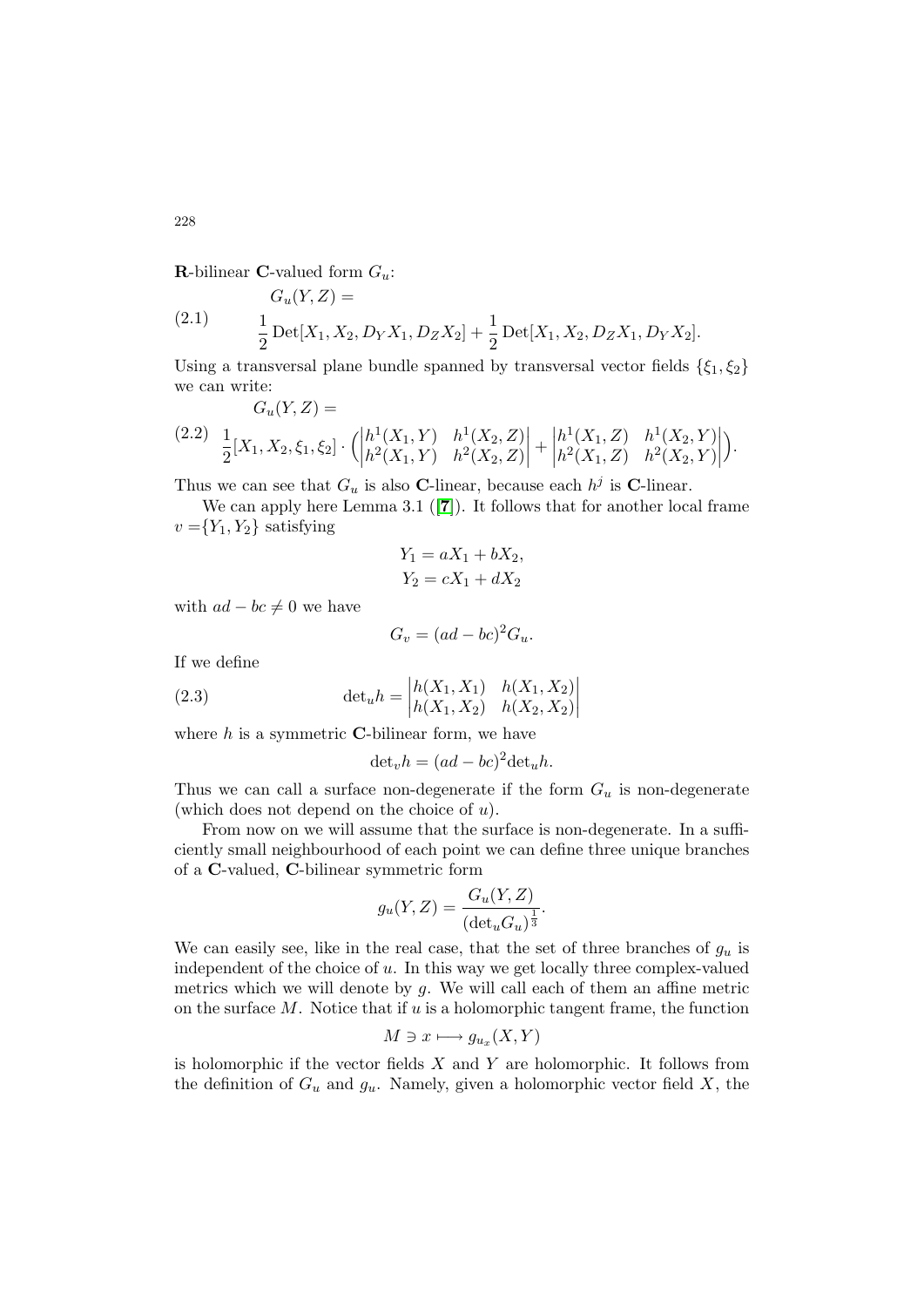**R**-bilinear **C**-valued form $G_u$:

$$G_u(Y,Z) = \tag{2.1}$$
$$\frac{1}{2}\operatorname{Det}[X_1, X_2, D_Y X_1, D_Z X_2] + \frac{1}{2}\operatorname{Det}[X_1, X_2, D_Z X_1, D_Y X_2].$$

Using a transversal plane bundle spanned by transversal vector fields $\{\xi_1, \xi_2\}$ we can write:

$$G_u(Y,Z) = \tag{2.2}$$
$$\frac{1}{2}[X_1, X_2, \xi_1, \xi_2] \cdot \left( \begin{vmatrix} h^1(X_1,Y) & h^1(X_2,Z) \\ h^2(X_1,Y) & h^2(X_2,Z) \end{vmatrix} + \begin{vmatrix} h^1(X_1,Z) & h^1(X_2,Y) \\ h^2(X_1,Z) & h^2(X_2,Y) \end{vmatrix} \right).$$

Thus we can see that $G_u$ is also **C**-linear, because each $h^j$ is **C**-linear.

We can apply here Lemma 3.1 ([7]). It follows that for another local frame $v = \{Y_1, Y_2\}$ satisfying

$$Y_1 = aX_1 + bX_2,$$
$$Y_2 = cX_1 + dX_2$$

with $ad - bc \neq 0$ we have

$$G_v = (ad - bc)^2 G_u.$$

If we define

$$\det_u h = \begin{vmatrix} h(X_1,X_1) & h(X_1,X_2) \\ h(X_1,X_2) & h(X_2,X_2) \end{vmatrix} \tag{2.3}$$

where $h$ is a symmetric **C**-bilinear form, we have

$$\det_v h = (ad - bc)^2 \det_u h.$$

Thus we can call a surface non-degenerate if the form $G_u$ is non-degenerate (which does not depend on the choice of $u$).

From now on we will assume that the surface is non-degenerate. In a sufficiently small neighbourhood of each point we can define three unique branches of a **C**-valued, **C**-bilinear symmetric form

$$g_u(Y,Z) = \frac{G_u(Y,Z)}{(\det_u G_u)^{\frac{1}{3}}}.$$

We can easily see, like in the real case, that the set of three branches of $g_u$ is independent of the choice of $u$. In this way we get locally three complex-valued metrics which we will denote by $g$. We will call each of them an affine metric on the surface $M$. Notice that if $u$ is a holomorphic tangent frame, the function

$$M \ni x \longmapsto g_{u_x}(X,Y)$$

is holomorphic if the vector fields $X$ and $Y$ are holomorphic. It follows from the definition of $G_u$ and $g_u$. Namely, given a holomorphic vector field $X$, the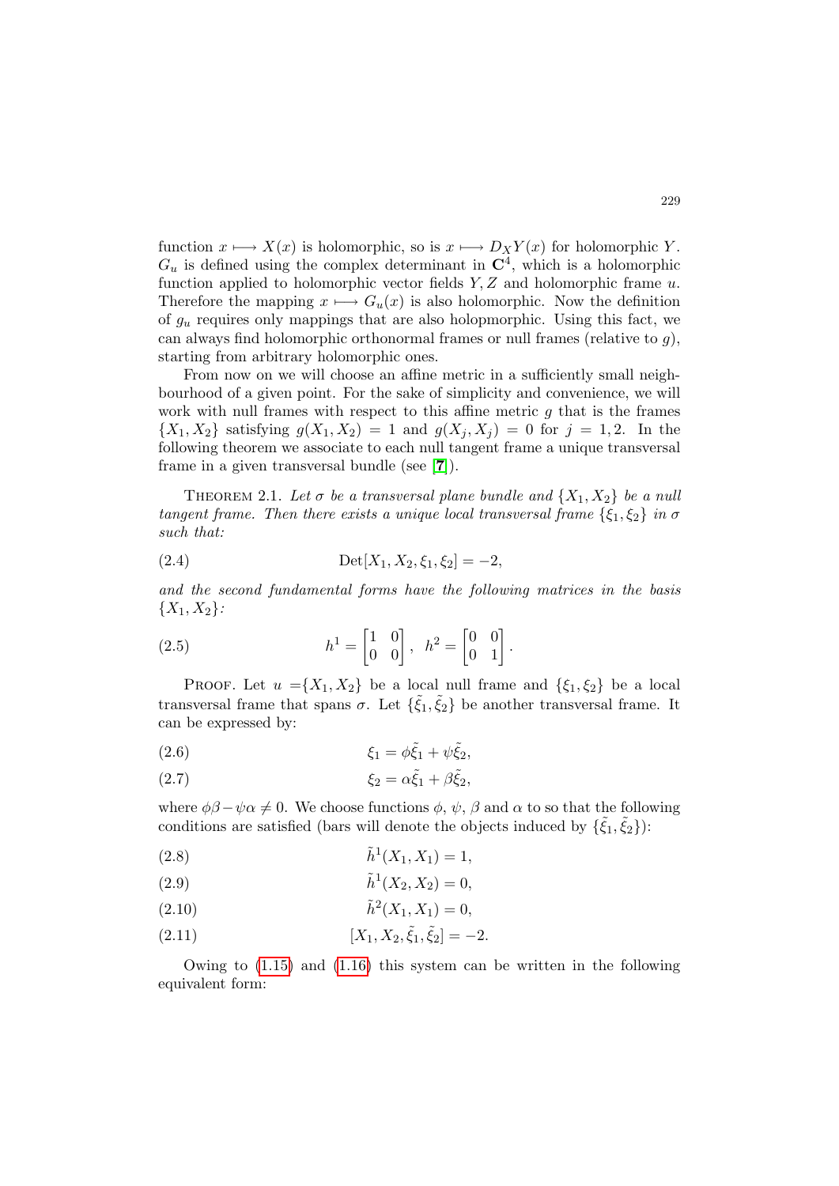function $x \longmapsto X(x)$ is holomorphic, so is $x \longmapsto D_X Y(x)$ for holomorphic $Y$. $G_u$ is defined using the complex determinant in $\mathbf{C}^4$, which is a holomorphic function applied to holomorphic vector fields $Y, Z$ and holomorphic frame $u$. Therefore the mapping $x \longmapsto G_u(x)$ is also holomorphic. Now the definition of $g_u$ requires only mappings that are also holopmorphic. Using this fact, we can always find holomorphic orthonormal frames or null frames (relative to $g$), starting from arbitrary holomorphic ones.

From now on we will choose an affine metric in a sufficiently small neighbourhood of a given point. For the sake of simplicity and convenience, we will work with null frames with respect to this affine metric $g$ that is the frames $\{X_1, X_2\}$ satisfying $g(X_1, X_2) = 1$ and $g(X_j, X_j) = 0$ for $j = 1, 2$. In the following theorem we associate to each null tangent frame a unique transversal frame in a given transversal bundle (see [7]).

THEOREM 2.1. *Let $\sigma$ be a transversal plane bundle and $\{X_1, X_2\}$ be a null tangent frame. Then there exists a unique local transversal frame $\{\xi_1, \xi_2\}$ in $\sigma$ such that:*

$$\operatorname{Det}[X_1, X_2, \xi_1, \xi_2] = -2, \tag{2.4}$$

*and the second fundamental forms have the following matrices in the basis $\{X_1, X_2\}$:*

$$h^1 = \begin{bmatrix} 1 & 0 \\ 0 & 0 \end{bmatrix}, \ \ h^2 = \begin{bmatrix} 0 & 0 \\ 0 & 1 \end{bmatrix}. \tag{2.5}$$

PROOF. Let $u = \{X_1, X_2\}$ be a local null frame and $\{\xi_1, \xi_2\}$ be a local transversal frame that spans $\sigma$. Let $\{\tilde{\xi}_1, \tilde{\xi}_2\}$ be another transversal frame. It can be expressed by:

$$\xi_1 = \phi\tilde{\xi}_1 + \psi\tilde{\xi}_2, \tag{2.6}$$

$$\xi_2 = \alpha\tilde{\xi}_1 + \beta\tilde{\xi}_2, \tag{2.7}$$

where $\phi\beta - \psi\alpha \neq 0$. We choose functions $\phi$, $\psi$, $\beta$ and $\alpha$ to so that the following conditions are satisfied (bars will denote the objects induced by $\{\tilde{\xi}_1, \tilde{\xi}_2\}$):

$$\tilde{h}^1(X_1, X_1) = 1, \tag{2.8}$$

$$\tilde{h}^1(X_2, X_2) = 0, \tag{2.9}$$

$$\tilde{h}^2(X_1, X_1) = 0, \tag{2.10}$$

$$[X_1, X_2, \tilde{\xi}_1, \tilde{\xi}_2] = -2. \tag{2.11}$$

Owing to (1.15) and (1.16) this system can be written in the following equivalent form: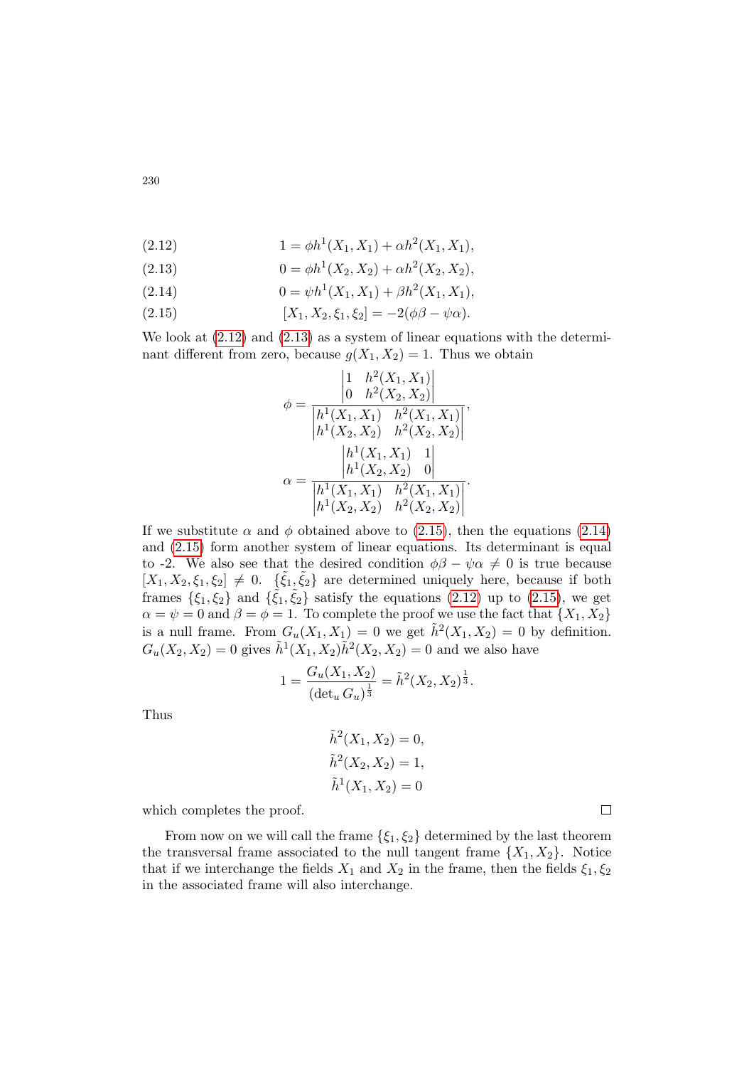$$1 = \phi h^1(X_1, X_1) + \alpha h^2(X_1, X_1), \tag{2.12}$$

$$0 = \phi h^1(X_2, X_2) + \alpha h^2(X_2, X_2), \tag{2.13}$$

$$0 = \psi h^1(X_1, X_1) + \beta h^2(X_1, X_1), \tag{2.14}$$

$$[X_1, X_2, \xi_1, \xi_2] = -2(\phi\beta - \psi\alpha). \tag{2.15}$$

We look at (2.12) and (2.13) as a system of linear equations with the determinant different from zero, because $g(X_1, X_2) = 1$. Thus we obtain

$$\phi = \frac{\begin{vmatrix} 1 & h^2(X_1, X_1) \\ 0 & h^2(X_2, X_2) \end{vmatrix}}{\begin{vmatrix} h^1(X_1, X_1) & h^2(X_1, X_1) \\ h^1(X_2, X_2) & h^2(X_2, X_2) \end{vmatrix}},$$

$$\alpha = \frac{\begin{vmatrix} h^1(X_1, X_1) & 1 \\ h^1(X_2, X_2) & 0 \end{vmatrix}}{\begin{vmatrix} h^1(X_1, X_1) & h^2(X_1, X_1) \\ h^1(X_2, X_2) & h^2(X_2, X_2) \end{vmatrix}}.$$

If we substitute $\alpha$ and $\phi$ obtained above to (2.15), then the equations (2.14) and (2.15) form another system of linear equations. Its determinant is equal to -2. We also see that the desired condition $\phi\beta - \psi\alpha \neq 0$ is true because $[X_1, X_2, \xi_1, \xi_2] \neq 0$. $\{\tilde{\xi}_1, \tilde{\xi}_2\}$ are determined uniquely here, because if both frames $\{\xi_1, \xi_2\}$ and $\{\tilde{\xi}_1, \tilde{\xi}_2\}$ satisfy the equations (2.12) up to (2.15), we get $\alpha = \psi = 0$ and $\beta = \phi = 1$. To complete the proof we use the fact that $\{X_1, X_2\}$ is a null frame. From $G_u(X_1, X_1) = 0$ we get $\tilde{h}^2(X_1, X_2) = 0$ by definition. $G_u(X_2, X_2) = 0$ gives $\tilde{h}^1(X_1, X_2)\tilde{h}^2(X_2, X_2) = 0$ and we also have

$$1 = \frac{G_u(X_1, X_2)}{(\det_u G_u)^{\frac{1}{3}}} = \tilde{h}^2(X_2, X_2)^{\frac{1}{3}}.$$

Thus

$$\tilde{h}^2(X_1, X_2) = 0,$$
$$\tilde{h}^2(X_2, X_2) = 1,$$
$$\tilde{h}^1(X_1, X_2) = 0$$

which completes the proof. □

From now on we will call the frame $\{\xi_1, \xi_2\}$ determined by the last theorem the transversal frame associated to the null tangent frame $\{X_1, X_2\}$. Notice that if we interchange the fields $X_1$ and $X_2$ in the frame, then the fields $\xi_1, \xi_2$ in the associated frame will also interchange.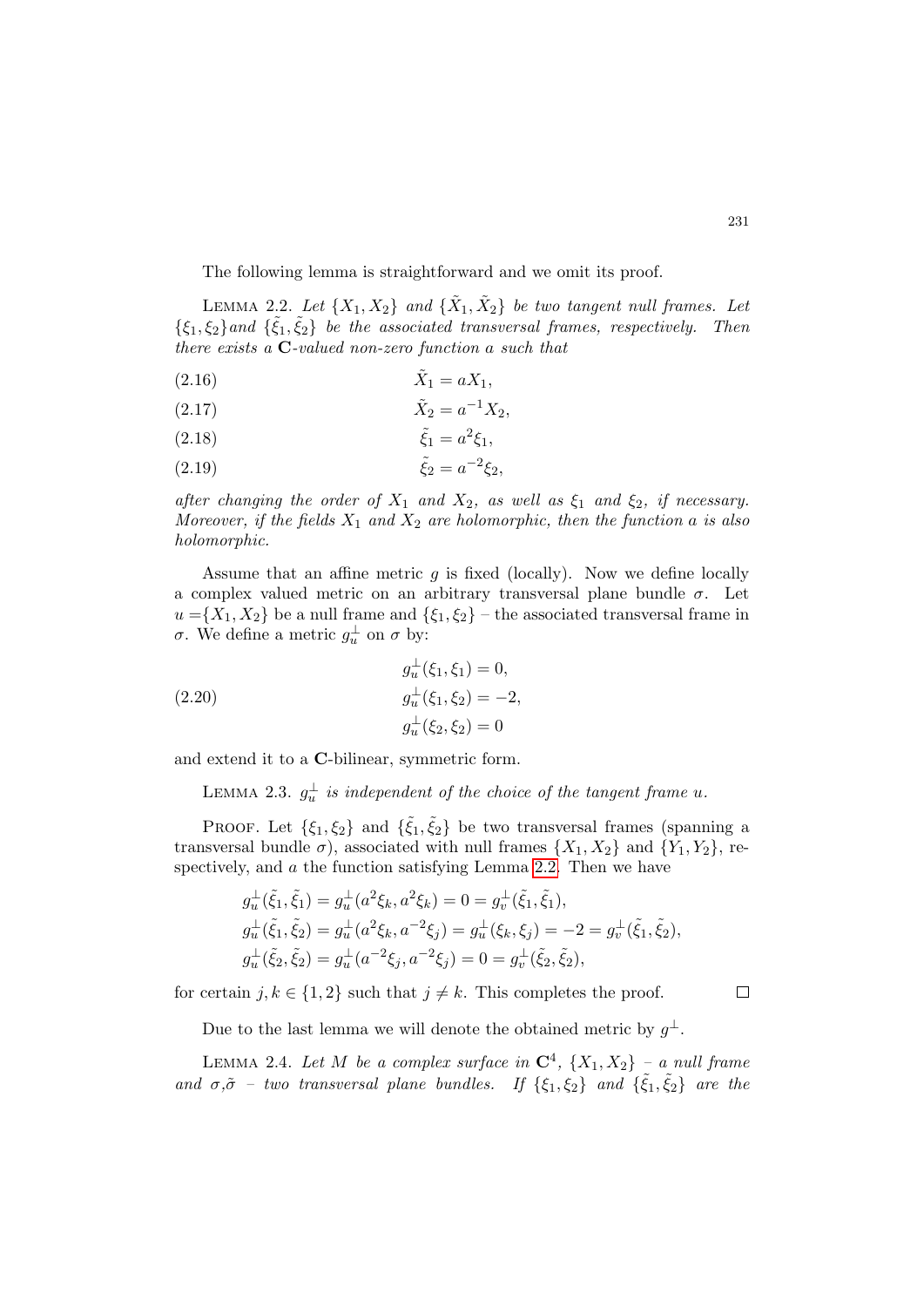The following lemma is straightforward and we omit its proof.

LEMMA 2.2. *Let $\{X_1, X_2\}$ and $\{\tilde{X}_1, \tilde{X}_2\}$ be two tangent null frames. Let $\{\xi_1, \xi_2\}$ and $\{\tilde{\xi}_1, \tilde{\xi}_2\}$ be the associated transversal frames, respectively. Then there exists a $\mathbf{C}$-valued non-zero function $a$ such that*

$$\tilde{X}_1 = aX_1, \tag{2.16}$$

$$\tilde{X}_2 = a^{-1}X_2, \tag{2.17}$$

$$\tilde{\xi}_1 = a^2\xi_1, \tag{2.18}$$

$$\tilde{\xi}_2 = a^{-2}\xi_2, \tag{2.19}$$

*after changing the order of $X_1$ and $X_2$, as well as $\xi_1$ and $\xi_2$, if necessary. Moreover, if the fields $X_1$ and $X_2$ are holomorphic, then the function $a$ is also holomorphic.*

Assume that an affine metric $g$ is fixed (locally). Now we define locally a complex valued metric on an arbitrary transversal plane bundle $\sigma$. Let $u = \{X_1, X_2\}$ be a null frame and $\{\xi_1, \xi_2\}$ – the associated transversal frame in $\sigma$. We define a metric $g_u^\perp$ on $\sigma$ by:

$$\begin{aligned} g_u^\perp(\xi_1, \xi_1) &= 0, \\ g_u^\perp(\xi_1, \xi_2) &= -2, \\ g_u^\perp(\xi_2, \xi_2) &= 0 \end{aligned} \tag{2.20}$$

and extend it to a $\mathbf{C}$-bilinear, symmetric form.

LEMMA 2.3. *$g_u^\perp$ is independent of the choice of the tangent frame $u$.*

PROOF. Let $\{\xi_1, \xi_2\}$ and $\{\tilde{\xi}_1, \tilde{\xi}_2\}$ be two transversal frames (spanning a transversal bundle $\sigma$), associated with null frames $\{X_1, X_2\}$ and $\{Y_1, Y_2\}$, respectively, and $a$ the function satisfying Lemma 2.2. Then we have

$$\begin{aligned} g_u^\perp(\tilde{\xi}_1, \tilde{\xi}_1) &= g_u^\perp(a^2\xi_k, a^2\xi_k) = 0 = g_v^\perp(\tilde{\xi}_1, \tilde{\xi}_1), \\ g_u^\perp(\tilde{\xi}_1, \tilde{\xi}_2) &= g_u^\perp(a^2\xi_k, a^{-2}\xi_j) = g_u^\perp(\xi_k, \xi_j) = -2 = g_v^\perp(\tilde{\xi}_1, \tilde{\xi}_2), \\ g_u^\perp(\tilde{\xi}_2, \tilde{\xi}_2) &= g_u^\perp(a^{-2}\xi_j, a^{-2}\xi_j) = 0 = g_v^\perp(\tilde{\xi}_2, \tilde{\xi}_2), \end{aligned}$$

for certain $j, k \in \{1, 2\}$ such that $j \neq k$. This completes the proof. □

Due to the last lemma we will denote the obtained metric by $g^\perp$.

LEMMA 2.4. *Let $M$ be a complex surface in $\mathbf{C}^4$, $\{X_1, X_2\}$ – a null frame and $\sigma, \tilde{\sigma}$ – two transversal plane bundles. If $\{\xi_1, \xi_2\}$ and $\{\tilde{\xi}_1, \tilde{\xi}_2\}$ are the*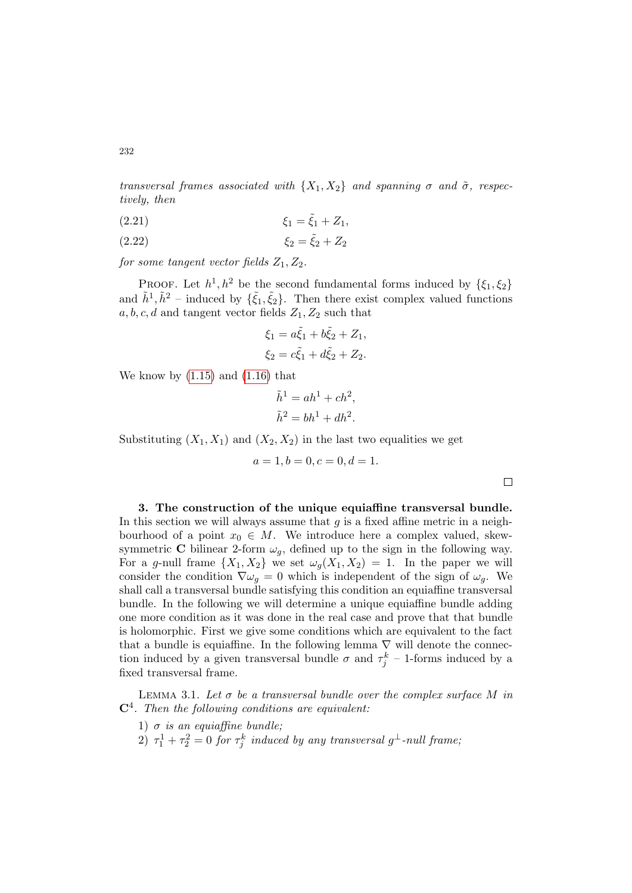*transversal frames associated with $\{X_1, X_2\}$ and spanning $\sigma$ and $\tilde{\sigma}$, respectively, then*

$$\xi_1 = \tilde{\xi}_1 + Z_1, \tag{2.21}$$

$$\xi_2 = \tilde{\xi}_2 + Z_2 \tag{2.22}$$

*for some tangent vector fields $Z_1, Z_2$.*

Proof. Let $h^1, h^2$ be the second fundamental forms induced by $\{\xi_1, \xi_2\}$ and $\tilde{h}^1, \tilde{h}^2$ – induced by $\{\tilde{\xi}_1, \tilde{\xi}_2\}$. Then there exist complex valued functions $a, b, c, d$ and tangent vector fields $Z_1, Z_2$ such that

$$\xi_1 = a\tilde{\xi}_1 + b\tilde{\xi}_2 + Z_1,$$
$$\xi_2 = c\tilde{\xi}_1 + d\tilde{\xi}_2 + Z_2.$$

We know by (1.15) and (1.16) that

$$\tilde{h}^1 = ah^1 + ch^2,$$
$$\tilde{h}^2 = bh^1 + dh^2.$$

Substituting $(X_1, X_1)$ and $(X_2, X_2)$ in the last two equalities we get

$$a = 1, b = 0, c = 0, d = 1.$$

□

**3. The construction of the unique equiaffine transversal bundle.** In this section we will always assume that $g$ is a fixed affine metric in a neighbourhood of a point $x_0 \in M$. We introduce here a complex valued, skew-symmetric $\mathbf{C}$ bilinear 2-form $\omega_g$, defined up to the sign in the following way. For a $g$-null frame $\{X_1, X_2\}$ we set $\omega_g(X_1, X_2) = 1$. In the paper we will consider the condition $\nabla\omega_g = 0$ which is independent of the sign of $\omega_g$. We shall call a transversal bundle satisfying this condition an equiaffine transversal bundle. In the following we will determine a unique equiaffine bundle adding one more condition as it was done in the real case and prove that that bundle is holomorphic. First we give some conditions which are equivalent to the fact that a bundle is equiaffine. In the following lemma $\nabla$ will denote the connection induced by a given transversal bundle $\sigma$ and $\tau_j^k$ – 1-forms induced by a fixed transversal frame.

Lemma 3.1. *Let $\sigma$ be a transversal bundle over the complex surface $M$ in $\mathbf{C}^4$. Then the following conditions are equivalent:*

1) *$\sigma$ is an equiaffine bundle;*
2) *$\tau_1^1 + \tau_2^2 = 0$ for $\tau_j^k$ induced by any transversal $g^\perp$-null frame;*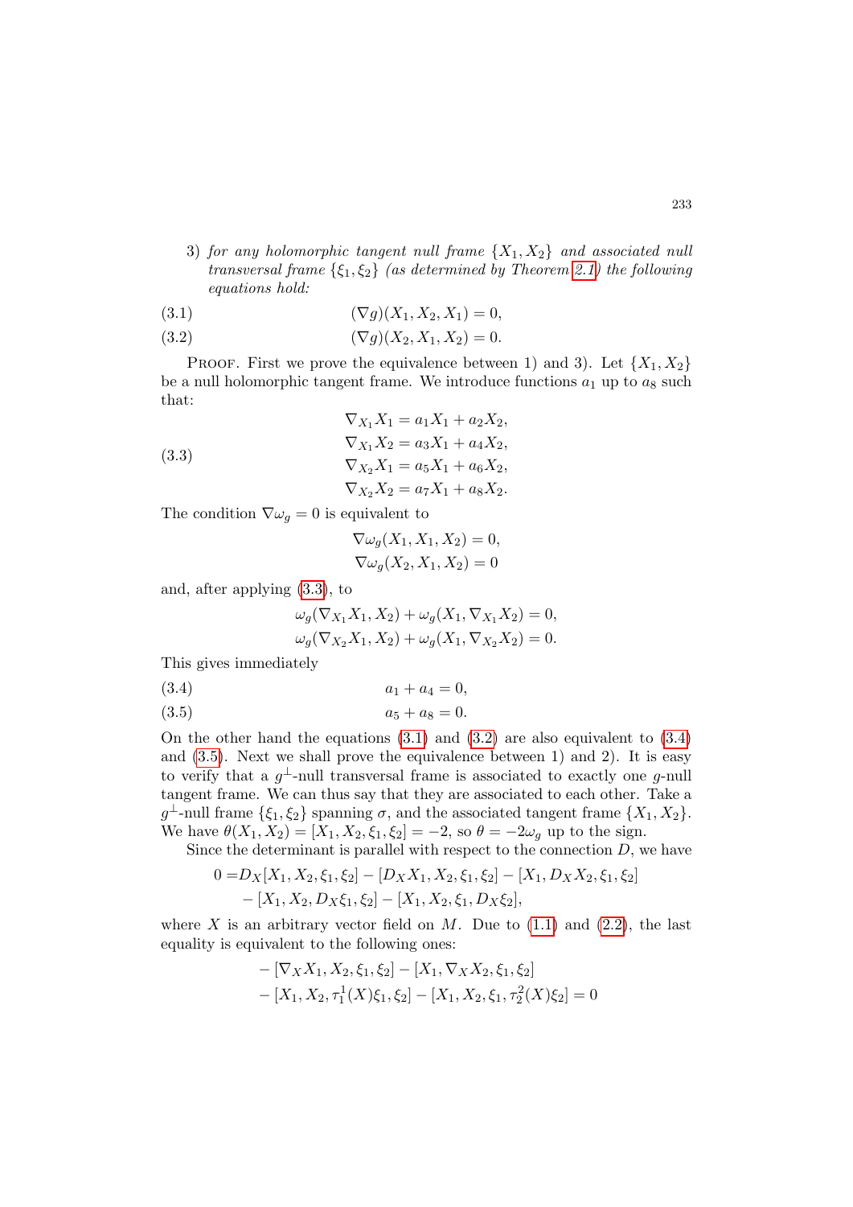3) *for any holomorphic tangent null frame* $\{X_1, X_2\}$ *and associated null transversal frame* $\{\xi_1, \xi_2\}$ *(as determined by Theorem 2.1) the following equations hold:*

$$(\nabla g)(X_1, X_2, X_1) = 0, \tag{3.1}$$

$$(\nabla g)(X_2, X_1, X_2) = 0. \tag{3.2}$$

Proof. First we prove the equivalence between 1) and 3). Let $\{X_1, X_2\}$ be a null holomorphic tangent frame. We introduce functions $a_1$ up to $a_8$ such that:

$$\begin{aligned}
\nabla_{X_1} X_1 &= a_1 X_1 + a_2 X_2, \\
\nabla_{X_1} X_2 &= a_3 X_1 + a_4 X_2, \\
\nabla_{X_2} X_1 &= a_5 X_1 + a_6 X_2, \\
\nabla_{X_2} X_2 &= a_7 X_1 + a_8 X_2.
\end{aligned} \tag{3.3}$$

The condition $\nabla \omega_g = 0$ is equivalent to

$$\nabla \omega_g(X_1, X_1, X_2) = 0,$$
$$\nabla \omega_g(X_2, X_1, X_2) = 0$$

and, after applying (3.3), to

$$\omega_g(\nabla_{X_1} X_1, X_2) + \omega_g(X_1, \nabla_{X_1} X_2) = 0,$$
$$\omega_g(\nabla_{X_2} X_1, X_2) + \omega_g(X_1, \nabla_{X_2} X_2) = 0.$$

This gives immediately

$$a_1 + a_4 = 0, \tag{3.4}$$

$$a_5 + a_8 = 0. \tag{3.5}$$

On the other hand the equations (3.1) and (3.2) are also equivalent to (3.4) and (3.5). Next we shall prove the equivalence between 1) and 2). It is easy to verify that a $g^\perp$-null transversal frame is associated to exactly one $g$-null tangent frame. We can thus say that they are associated to each other. Take a $g^\perp$-null frame $\{\xi_1, \xi_2\}$ spanning $\sigma$, and the associated tangent frame $\{X_1, X_2\}$. We have $\theta(X_1, X_2) = [X_1, X_2, \xi_1, \xi_2] = -2$, so $\theta = -2\omega_g$ up to the sign.

Since the determinant is parallel with respect to the connection $D$, we have

$$\begin{aligned}
0 =& D_X[X_1, X_2, \xi_1, \xi_2] - [D_X X_1, X_2, \xi_1, \xi_2] - [X_1, D_X X_2, \xi_1, \xi_2] \\
&- [X_1, X_2, D_X \xi_1, \xi_2] - [X_1, X_2, \xi_1, D_X \xi_2],
\end{aligned}$$

where $X$ is an arbitrary vector field on $M$. Due to (1.1) and (2.2), the last equality is equivalent to the following ones:

$$\begin{aligned}
&- [\nabla_X X_1, X_2, \xi_1, \xi_2] - [X_1, \nabla_X X_2, \xi_1, \xi_2] \\
&- [X_1, X_2, \tau_1^1(X)\xi_1, \xi_2] - [X_1, X_2, \xi_1, \tau_2^2(X)\xi_2] = 0
\end{aligned}$$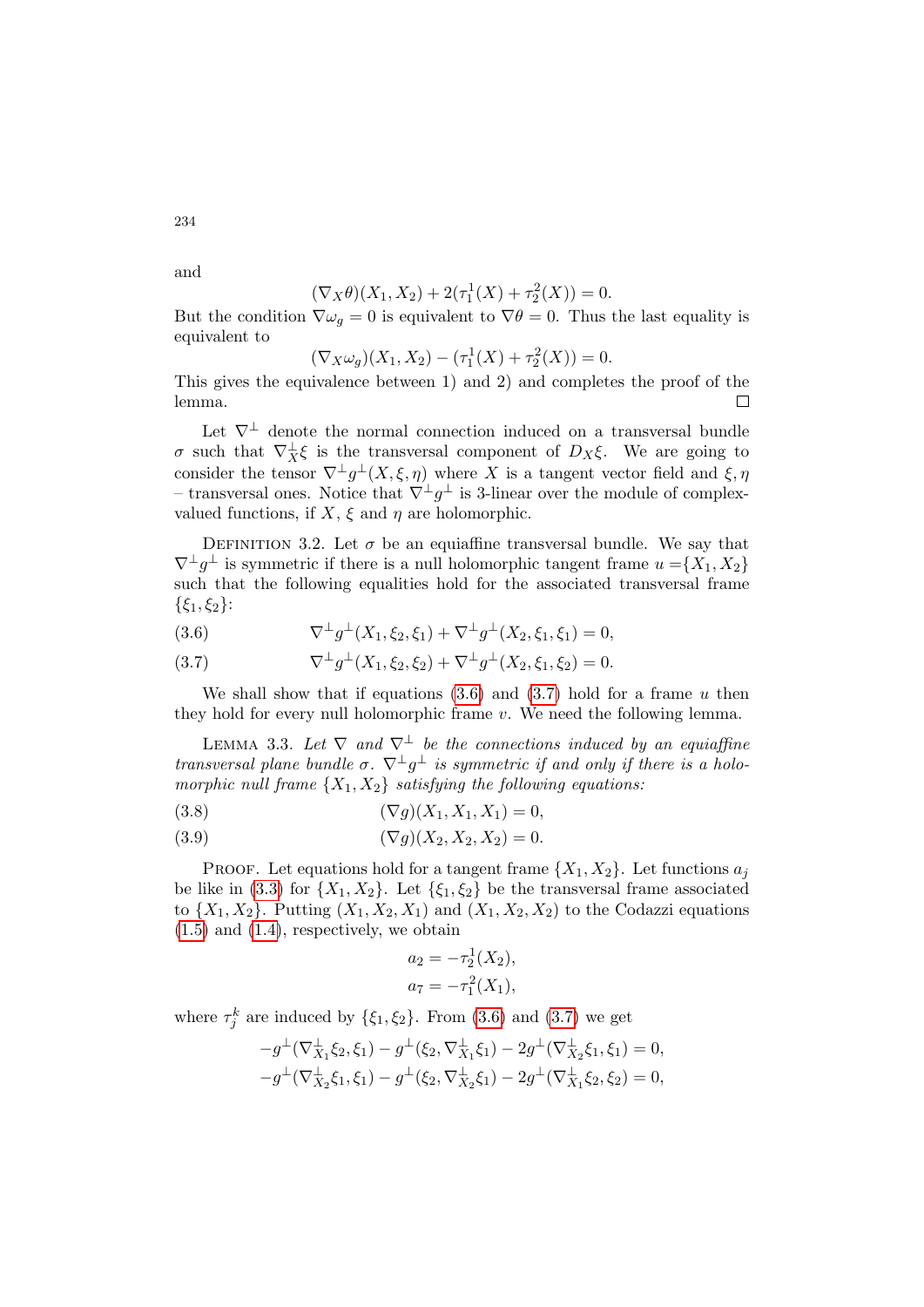and

$$(\nabla_X \theta)(X_1, X_2) + 2(\tau_1^1(X) + \tau_2^2(X)) = 0.$$

But the condition $\nabla \omega_g = 0$ is equivalent to $\nabla \theta = 0$. Thus the last equality is equivalent to

$$(\nabla_X \omega_g)(X_1, X_2) - (\tau_1^1(X) + \tau_2^2(X)) = 0.$$

This gives the equivalence between 1) and 2) and completes the proof of the lemma. □

Let $\nabla^\perp$ denote the normal connection induced on a transversal bundle $\sigma$ such that $\nabla_X^\perp \xi$ is the transversal component of $D_X \xi$. We are going to consider the tensor $\nabla^\perp g^\perp(X, \xi, \eta)$ where $X$ is a tangent vector field and $\xi, \eta$ – transversal ones. Notice that $\nabla^\perp g^\perp$ is 3-linear over the module of complex-valued functions, if $X$, $\xi$ and $\eta$ are holomorphic.

Definition 3.2. Let $\sigma$ be an equiaffine transversal bundle. We say that $\nabla^\perp g^\perp$ is symmetric if there is a null holomorphic tangent frame $u = \{X_1, X_2\}$ such that the following equalities hold for the associated transversal frame $\{\xi_1, \xi_2\}$:

$$\nabla^\perp g^\perp(X_1, \xi_2, \xi_1) + \nabla^\perp g^\perp(X_2, \xi_1, \xi_1) = 0, \tag{3.6}$$

$$\nabla^\perp g^\perp(X_1, \xi_2, \xi_2) + \nabla^\perp g^\perp(X_2, \xi_1, \xi_2) = 0. \tag{3.7}$$

We shall show that if equations (3.6) and (3.7) hold for a frame $u$ then they hold for every null holomorphic frame $v$. We need the following lemma.

Lemma 3.3. *Let $\nabla$ and $\nabla^\perp$ be the connections induced by an equiaffine transversal plane bundle $\sigma$. $\nabla^\perp g^\perp$ is symmetric if and only if there is a holomorphic null frame $\{X_1, X_2\}$ satisfying the following equations:*

$$(\nabla g)(X_1, X_1, X_1) = 0, \tag{3.8}$$

$$(\nabla g)(X_2, X_2, X_2) = 0. \tag{3.9}$$

Proof. Let equations hold for a tangent frame $\{X_1, X_2\}$. Let functions $a_j$ be like in (3.3) for $\{X_1, X_2\}$. Let $\{\xi_1, \xi_2\}$ be the transversal frame associated to $\{X_1, X_2\}$. Putting $(X_1, X_2, X_1)$ and $(X_1, X_2, X_2)$ to the Codazzi equations (1.5) and (1.4), respectively, we obtain

$$a_2 = -\tau_2^1(X_2),$$
$$a_7 = -\tau_1^2(X_1),$$

where $\tau_j^k$ are induced by $\{\xi_1, \xi_2\}$. From (3.6) and (3.7) we get

$$-g^\perp(\nabla_{X_1}^\perp \xi_2, \xi_1) - g^\perp(\xi_2, \nabla_{X_1}^\perp \xi_1) - 2g^\perp(\nabla_{X_2}^\perp \xi_1, \xi_1) = 0,$$
$$-g^\perp(\nabla_{X_2}^\perp \xi_1, \xi_1) - g^\perp(\xi_2, \nabla_{X_2}^\perp \xi_1) - 2g^\perp(\nabla_{X_1}^\perp \xi_2, \xi_2) = 0,$$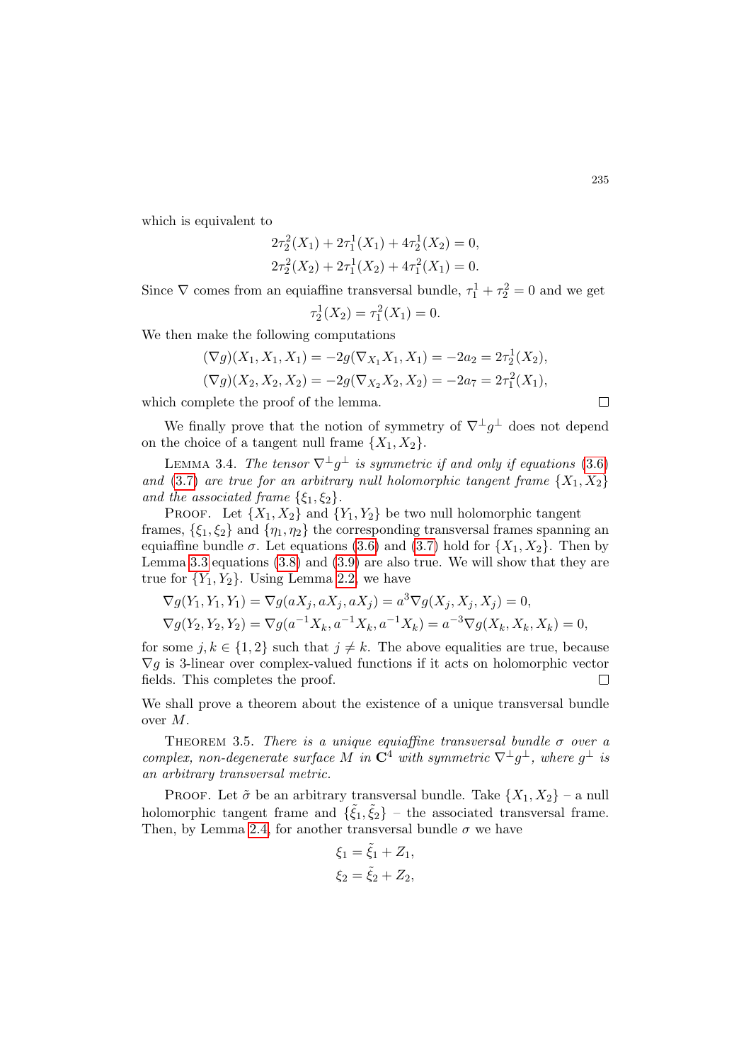which is equivalent to

$$2\tau_2^2(X_1) + 2\tau_1^1(X_1) + 4\tau_2^1(X_2) = 0,$$
$$2\tau_2^2(X_2) + 2\tau_1^1(X_2) + 4\tau_1^2(X_1) = 0.$$

Since $\nabla$ comes from an equiaffine transversal bundle, $\tau_1^1 + \tau_2^2 = 0$ and we get

$$\tau_2^1(X_2) = \tau_1^2(X_1) = 0.$$

We then make the following computations

$$(\nabla g)(X_1, X_1, X_1) = -2g(\nabla_{X_1} X_1, X_1) = -2a_2 = 2\tau_2^1(X_2),$$
$$(\nabla g)(X_2, X_2, X_2) = -2g(\nabla_{X_2} X_2, X_2) = -2a_7 = 2\tau_1^2(X_1),$$

which complete the proof of the lemma. $\square$

We finally prove that the notion of symmetry of $\nabla^\perp g^\perp$ does not depend on the choice of a tangent null frame $\{X_1, X_2\}$.

Lemma 3.4. *The tensor $\nabla^\perp g^\perp$ is symmetric if and only if equations (3.6) and (3.7) are true for an arbitrary null holomorphic tangent frame $\{X_1, X_2\}$ and the associated frame $\{\xi_1, \xi_2\}$.*

Proof. Let $\{X_1, X_2\}$ and $\{Y_1, Y_2\}$ be two null holomorphic tangent frames, $\{\xi_1, \xi_2\}$ and $\{\eta_1, \eta_2\}$ the corresponding transversal frames spanning an equiaffine bundle $\sigma$. Let equations (3.6) and (3.7) hold for $\{X_1, X_2\}$. Then by Lemma 3.3 equations (3.8) and (3.9) are also true. We will show that they are true for $\{Y_1, Y_2\}$. Using Lemma 2.2, we have

$$\nabla g(Y_1, Y_1, Y_1) = \nabla g(aX_j, aX_j, aX_j) = a^3 \nabla g(X_j, X_j, X_j) = 0,$$
$$\nabla g(Y_2, Y_2, Y_2) = \nabla g(a^{-1}X_k, a^{-1}X_k, a^{-1}X_k) = a^{-3} \nabla g(X_k, X_k, X_k) = 0,$$

for some $j, k \in \{1, 2\}$ such that $j \neq k$. The above equalities are true, because $\nabla g$ is 3-linear over complex-valued functions if it acts on holomorphic vector fields. This completes the proof. $\square$

We shall prove a theorem about the existence of a unique transversal bundle over $M$.

Theorem 3.5. *There is a unique equiaffine transversal bundle $\sigma$ over a complex, non-degenerate surface $M$ in $\mathbf{C}^4$ with symmetric $\nabla^\perp g^\perp$, where $g^\perp$ is an arbitrary transversal metric.*

Proof. Let $\tilde{\sigma}$ be an arbitrary transversal bundle. Take $\{X_1, X_2\}$ – a null holomorphic tangent frame and $\{\tilde{\xi}_1, \tilde{\xi}_2\}$ – the associated transversal frame. Then, by Lemma 2.4, for another transversal bundle $\sigma$ we have

$$\xi_1 = \tilde{\xi}_1 + Z_1,$$
$$\xi_2 = \tilde{\xi}_2 + Z_2,$$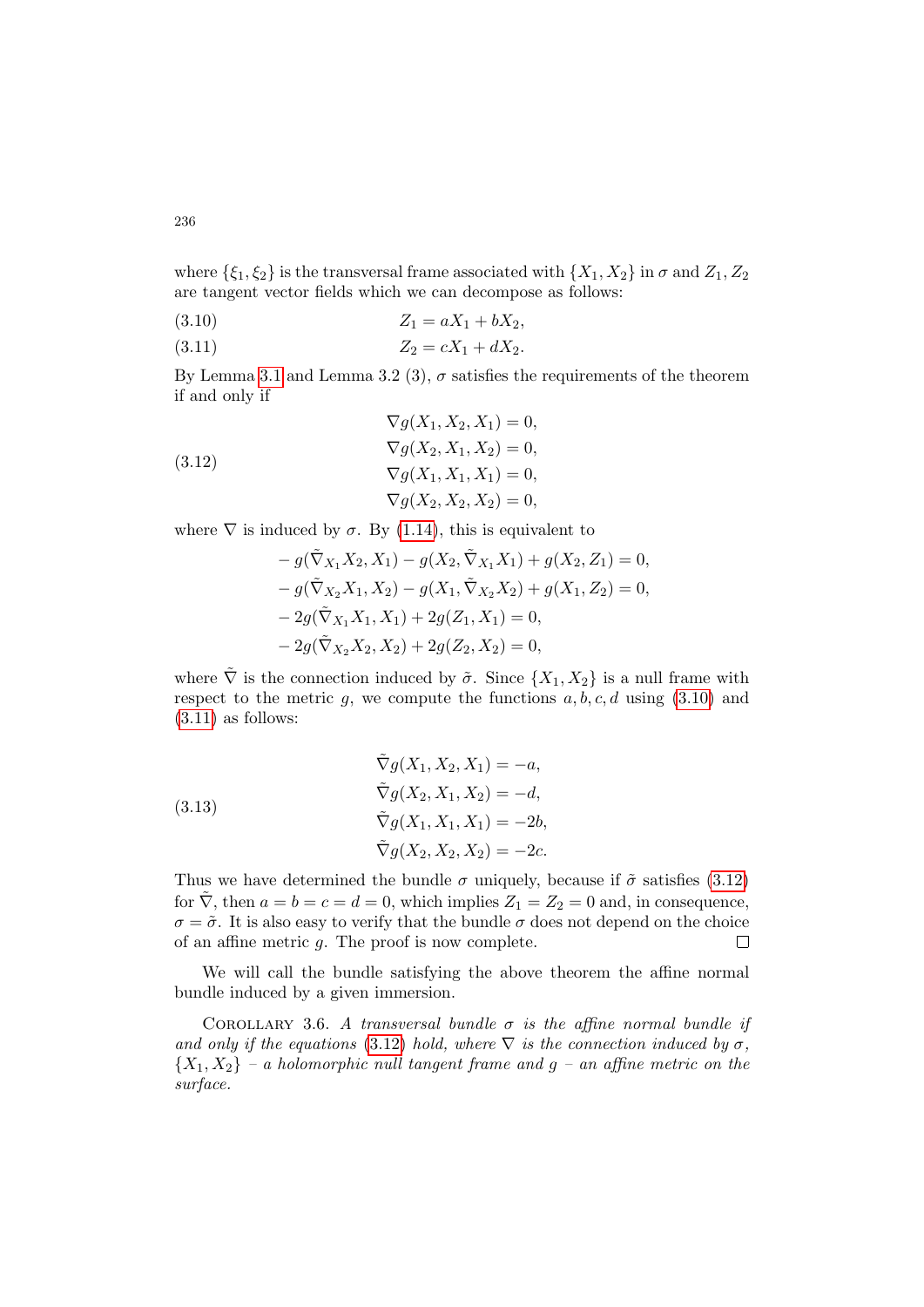where $\{\xi_1, \xi_2\}$ is the transversal frame associated with $\{X_1, X_2\}$ in $\sigma$ and $Z_1, Z_2$ are tangent vector fields which we can decompose as follows:

$$Z_1 = aX_1 + bX_2, \tag{3.10}$$

$$Z_2 = cX_1 + dX_2. \tag{3.11}$$

By Lemma 3.1 and Lemma 3.2 (3), $\sigma$ satisfies the requirements of the theorem if and only if

$$\begin{aligned}
\nabla g(X_1, X_2, X_1) &= 0, \\
\nabla g(X_2, X_1, X_2) &= 0, \\
\nabla g(X_1, X_1, X_1) &= 0, \\
\nabla g(X_2, X_2, X_2) &= 0,
\end{aligned} \tag{3.12}$$

where $\nabla$ is induced by $\sigma$. By (1.14), this is equivalent to

$$\begin{aligned}
&- g(\tilde{\nabla}_{X_1} X_2, X_1) - g(X_2, \tilde{\nabla}_{X_1} X_1) + g(X_2, Z_1) = 0, \\
&- g(\tilde{\nabla}_{X_2} X_1, X_2) - g(X_1, \tilde{\nabla}_{X_2} X_2) + g(X_1, Z_2) = 0, \\
&- 2g(\tilde{\nabla}_{X_1} X_1, X_1) + 2g(Z_1, X_1) = 0, \\
&- 2g(\tilde{\nabla}_{X_2} X_2, X_2) + 2g(Z_2, X_2) = 0,
\end{aligned}$$

where $\tilde{\nabla}$ is the connection induced by $\tilde{\sigma}$. Since $\{X_1, X_2\}$ is a null frame with respect to the metric $g$, we compute the functions $a, b, c, d$ using (3.10) and (3.11) as follows:

$$\begin{aligned}
\tilde{\nabla} g(X_1, X_2, X_1) &= -a, \\
\tilde{\nabla} g(X_2, X_1, X_2) &= -d, \\
\tilde{\nabla} g(X_1, X_1, X_1) &= -2b, \\
\tilde{\nabla} g(X_2, X_2, X_2) &= -2c.
\end{aligned} \tag{3.13}$$

Thus we have determined the bundle $\sigma$ uniquely, because if $\tilde{\sigma}$ satisfies (3.12) for $\tilde{\nabla}$, then $a = b = c = d = 0$, which implies $Z_1 = Z_2 = 0$ and, in consequence, $\sigma = \tilde{\sigma}$. It is also easy to verify that the bundle $\sigma$ does not depend on the choice of an affine metric $g$. The proof is now complete. □

We will call the bundle satisfying the above theorem the affine normal bundle induced by a given immersion.

COROLLARY 3.6. *A transversal bundle $\sigma$ is the affine normal bundle if and only if the equations (3.12) hold, where $\nabla$ is the connection induced by $\sigma$, $\{X_1, X_2\}$ – a holomorphic null tangent frame and $g$ – an affine metric on the surface.*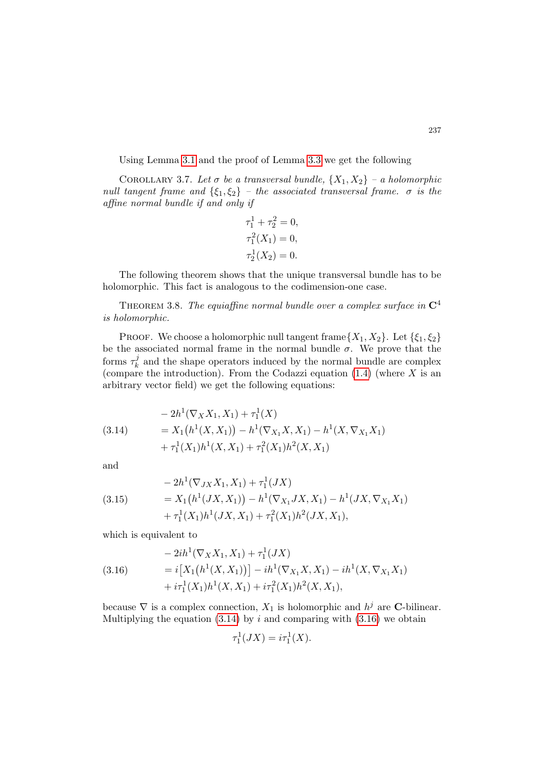Using Lemma 3.1 and the proof of Lemma 3.3 we get the following

Corollary 3.7. *Let $\sigma$ be a transversal bundle, $\{X_1, X_2\}$ – a holomorphic null tangent frame and $\{\xi_1, \xi_2\}$ – the associated transversal frame. $\sigma$ is the affine normal bundle if and only if*

$$\tau_1^1 + \tau_2^2 = 0,$$
$$\tau_1^2(X_1) = 0,$$
$$\tau_2^1(X_2) = 0.$$

The following theorem shows that the unique transversal bundle has to be holomorphic. This fact is analogous to the codimension-one case.

Theorem 3.8. *The equiaffine normal bundle over a complex surface in $\mathbf{C}^4$ is holomorphic.*

Proof. We choose a holomorphic null tangent frame $\{X_1, X_2\}$. Let $\{\xi_1, \xi_2\}$ be the associated normal frame in the normal bundle $\sigma$. We prove that the forms $\tau_k^j$ and the shape operators induced by the normal bundle are complex (compare the introduction). From the Codazzi equation (1.4) (where $X$ is an arbitrary vector field) we get the following equations:

$$
\begin{aligned}
&-2h^1(\nabla_X X_1, X_1) + \tau_1^1(X) \\
&= X_1\big(h^1(X, X_1)\big) - h^1(\nabla_{X_1} X, X_1) - h^1(X, \nabla_{X_1} X_1) \\
&+ \tau_1^1(X_1) h^1(X, X_1) + \tau_1^2(X_1) h^2(X, X_1)
\end{aligned}
\tag{3.14}
$$

and

$$
\begin{aligned}
&-2h^1(\nabla_{JX} X_1, X_1) + \tau_1^1(JX) \\
&= X_1\big(h^1(JX, X_1)\big) - h^1(\nabla_{X_1} JX, X_1) - h^1(JX, \nabla_{X_1} X_1) \\
&+ \tau_1^1(X_1) h^1(JX, X_1) + \tau_1^2(X_1) h^2(JX, X_1),
\end{aligned}
\tag{3.15}
$$

which is equivalent to

$$
\begin{aligned}
&-2ih^1(\nabla_X X_1, X_1) + \tau_1^1(JX) \\
&= i\big[X_1\big(h^1(X, X_1)\big)\big] - ih^1(\nabla_{X_1} X, X_1) - ih^1(X, \nabla_{X_1} X_1) \\
&+ i\tau_1^1(X_1) h^1(X, X_1) + i\tau_1^2(X_1) h^2(X, X_1),
\end{aligned}
\tag{3.16}
$$

because $\nabla$ is a complex connection, $X_1$ is holomorphic and $h^j$ are $\mathbf{C}$-bilinear. Multiplying the equation (3.14) by $i$ and comparing with (3.16) we obtain

$$\tau_1^1(JX) = i\tau_1^1(X).$$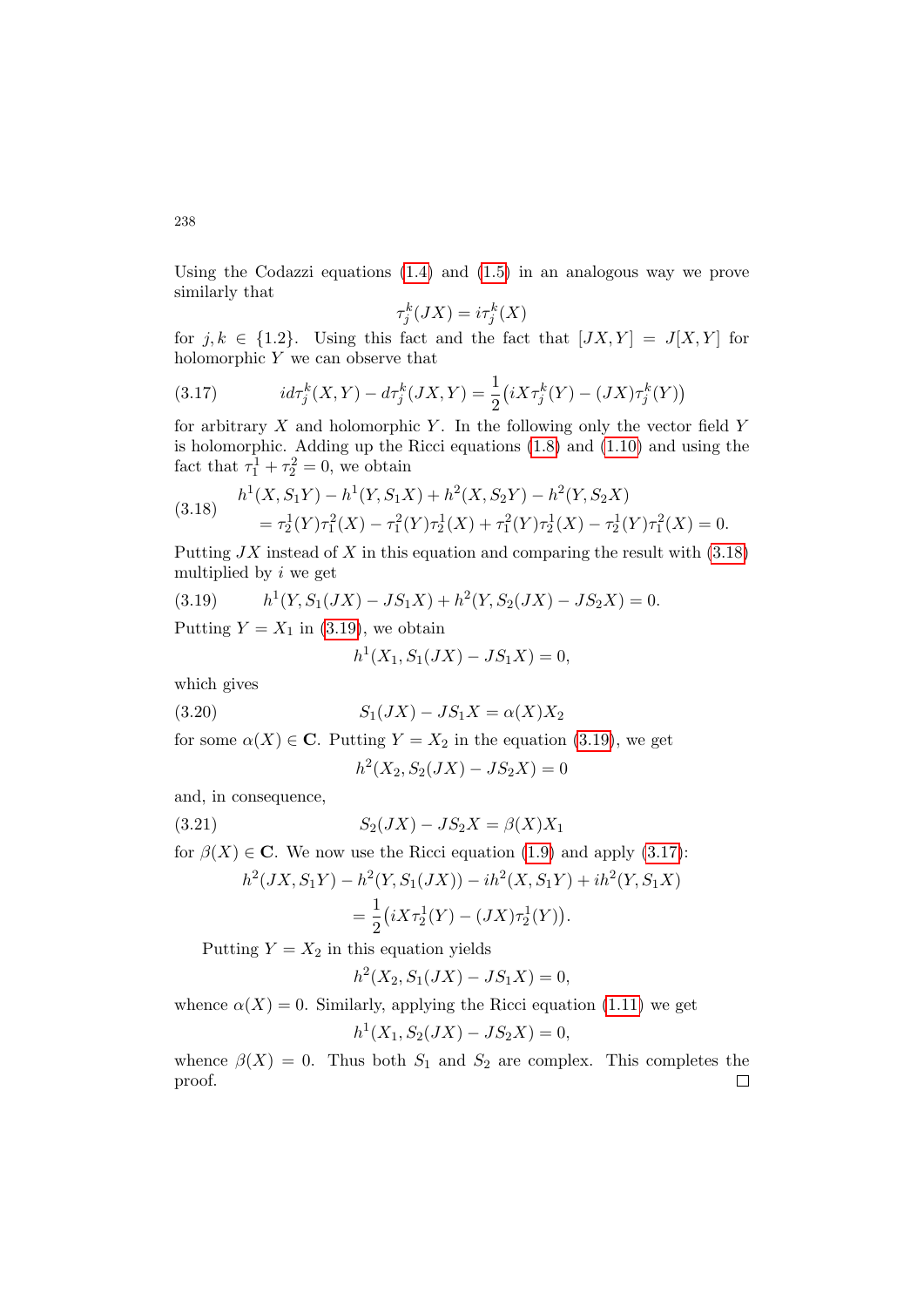Using the Codazzi equations (1.4) and (1.5) in an analogous way we prove similarly that

$$\tau_j^k(JX) = i\tau_j^k(X)$$

for $j, k \in \{1.2\}$. Using this fact and the fact that $[JX, Y] = J[X, Y]$ for holomorphic $Y$ we can observe that

$$id\tau_j^k(X,Y) - d\tau_j^k(JX,Y) = \frac{1}{2}\big(iX\tau_j^k(Y) - (JX)\tau_j^k(Y)\big) \tag{3.17}$$

for arbitrary $X$ and holomorphic $Y$. In the following only the vector field $Y$ is holomorphic. Adding up the Ricci equations (1.8) and (1.10) and using the fact that $\tau_1^1 + \tau_2^2 = 0$, we obtain

$$\begin{aligned} &h^1(X, S_1Y) - h^1(Y, S_1X) + h^2(X, S_2Y) - h^2(Y, S_2X) \\ &\quad = \tau_2^1(Y)\tau_1^2(X) - \tau_1^2(Y)\tau_2^1(X) + \tau_1^2(Y)\tau_2^1(X) - \tau_2^1(Y)\tau_1^2(X) = 0. \end{aligned} \tag{3.18}$$

Putting $JX$ instead of $X$ in this equation and comparing the result with (3.18) multiplied by $i$ we get

$$h^1(Y, S_1(JX) - JS_1X) + h^2(Y, S_2(JX) - JS_2X) = 0. \tag{3.19}$$

Putting $Y = X_1$ in (3.19), we obtain

$$h^1(X_1, S_1(JX) - JS_1X) = 0,$$

which gives

$$S_1(JX) - JS_1X = \alpha(X)X_2 \tag{3.20}$$

for some $\alpha(X) \in \mathbf{C}$. Putting $Y = X_2$ in the equation (3.19), we get

$$h^2(X_2, S_2(JX) - JS_2X) = 0$$

and, in consequence,

$$S_2(JX) - JS_2X = \beta(X)X_1 \tag{3.21}$$

for $\beta(X) \in \mathbf{C}$. We now use the Ricci equation (1.9) and apply (3.17):

$$\begin{aligned} h^2(JX, S_1Y) - h^2(Y, S_1(JX)) - ih^2(X, S_1Y) + ih^2(Y, S_1X) \\ = \frac{1}{2}\big(iX\tau_2^1(Y) - (JX)\tau_2^1(Y)\big). \end{aligned}$$

Putting $Y = X_2$ in this equation yields

$$h^2(X_2, S_1(JX) - JS_1X) = 0,$$

whence $\alpha(X) = 0$. Similarly, applying the Ricci equation (1.11) we get

$$h^1(X_1, S_2(JX) - JS_2X) = 0,$$

whence $\beta(X) = 0$. Thus both $S_1$ and $S_2$ are complex. This completes the proof. □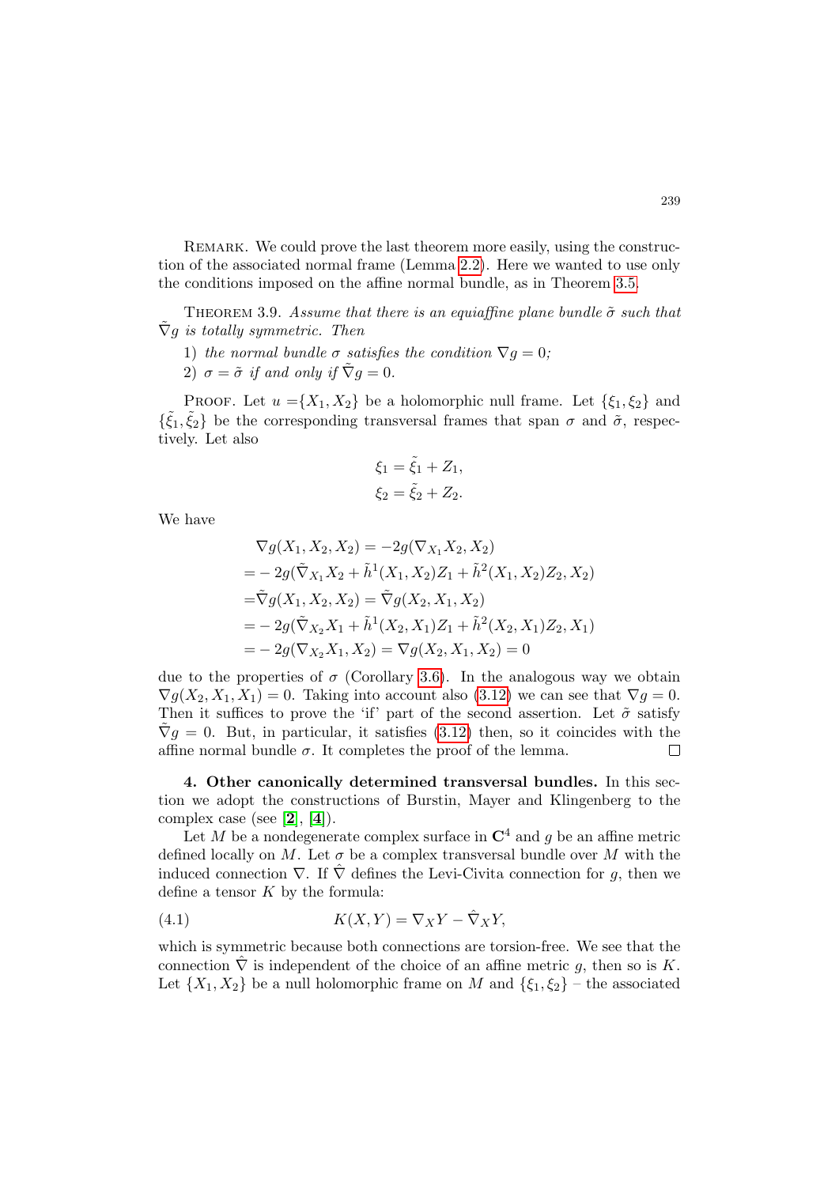Remark. We could prove the last theorem more easily, using the construction of the associated normal frame (Lemma 2.2). Here we wanted to use only the conditions imposed on the affine normal bundle, as in Theorem 3.5.

Theorem 3.9. *Assume that there is an equiaffine plane bundle $\tilde{\sigma}$ such that $\tilde{\nabla} g$ is totally symmetric. Then*

1) *the normal bundle $\sigma$ satisfies the condition $\nabla g = 0$;*
2) *$\sigma = \tilde{\sigma}$ if and only if $\tilde{\nabla} g = 0$.*

Proof. Let $u = \{X_1, X_2\}$ be a holomorphic null frame. Let $\{\xi_1, \xi_2\}$ and $\{\tilde{\xi}_1, \tilde{\xi}_2\}$ be the corresponding transversal frames that span $\sigma$ and $\tilde{\sigma}$, respectively. Let also

$$\xi_1 = \tilde{\xi}_1 + Z_1,$$
$$\xi_2 = \tilde{\xi}_2 + Z_2.$$

We have

$$
\begin{aligned}
&\nabla g(X_1, X_2, X_2) = -2g(\nabla_{X_1} X_2, X_2)\\
=&-2g(\tilde{\nabla}_{X_1} X_2 + \tilde{h}^1(X_1, X_2) Z_1 + \tilde{h}^2(X_1, X_2) Z_2, X_2)\\
=&\tilde{\nabla} g(X_1, X_2, X_2) = \tilde{\nabla} g(X_2, X_1, X_2)\\
=&-2g(\tilde{\nabla}_{X_2} X_1 + \tilde{h}^1(X_2, X_1) Z_1 + \tilde{h}^2(X_2, X_1) Z_2, X_1)\\
=&-2g(\nabla_{X_2} X_1, X_2) = \nabla g(X_2, X_1, X_2) = 0
\end{aligned}
$$

due to the properties of $\sigma$ (Corollary 3.6). In the analogous way we obtain $\nabla g(X_2, X_1, X_1) = 0$. Taking into account also (3.12) we can see that $\nabla g = 0$. Then it suffices to prove the 'if' part of the second assertion. Let $\tilde{\sigma}$ satisfy $\tilde{\nabla} g = 0$. But, in particular, it satisfies (3.12) then, so it coincides with the affine normal bundle $\sigma$. It completes the proof of the lemma. ☐

**4. Other canonically determined transversal bundles.** In this section we adopt the constructions of Burstin, Mayer and Klingenberg to the complex case (see [**2**], [**4**]).

Let $M$ be a nondegenerate complex surface in $\mathbf{C}^4$ and $g$ be an affine metric defined locally on $M$. Let $\sigma$ be a complex transversal bundle over $M$ with the induced connection $\nabla$. If $\hat{\nabla}$ defines the Levi-Civita connection for $g$, then we define a tensor $K$ by the formula:

$$K(X, Y) = \nabla_X Y - \hat{\nabla}_X Y, \tag{4.1}$$

which is symmetric because both connections are torsion-free. We see that the connection $\hat{\nabla}$ is independent of the choice of an affine metric $g$, then so is $K$. Let $\{X_1, X_2\}$ be a null holomorphic frame on $M$ and $\{\xi_1, \xi_2\}$ – the associated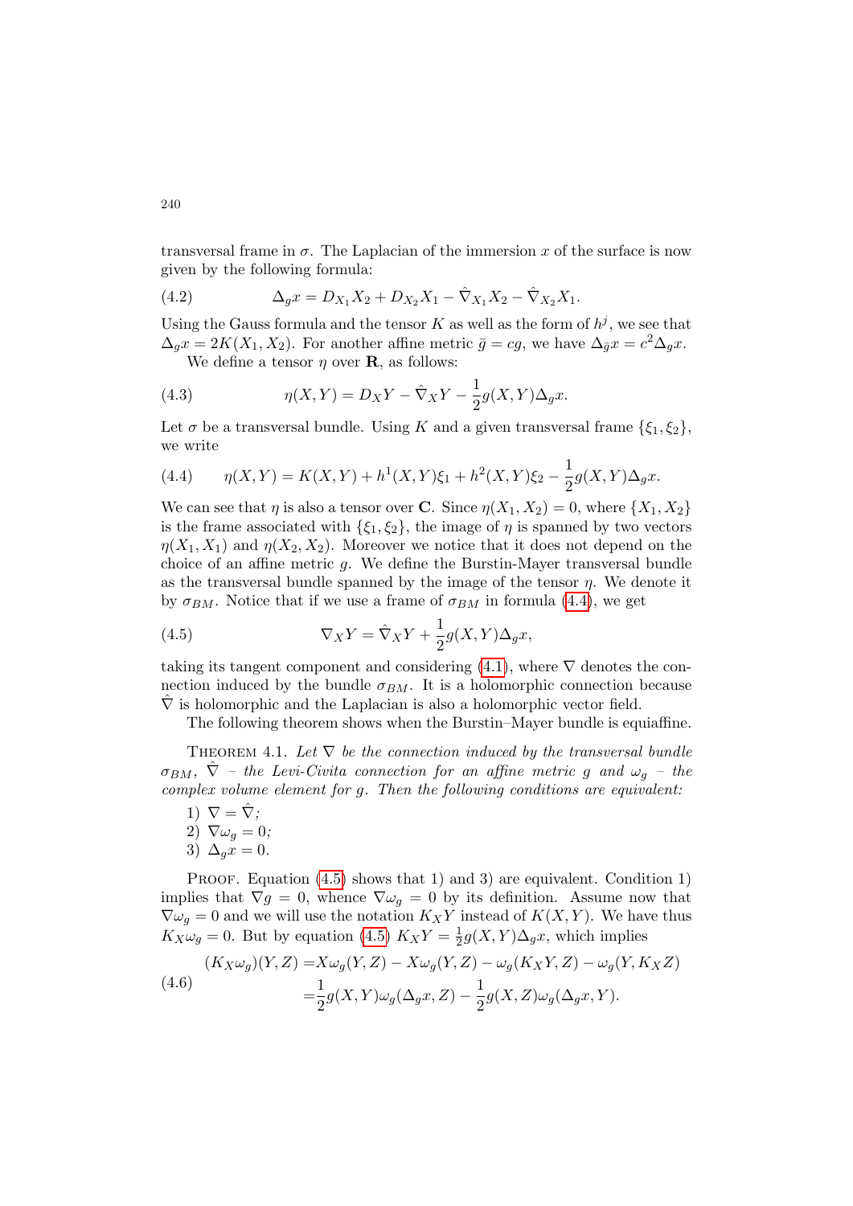transversal frame in $\sigma$. The Laplacian of the immersion $x$ of the surface is now given by the following formula:

$$\Delta_g x = D_{X_1}X_2 + D_{X_2}X_1 - \hat{\nabla}_{X_1}X_2 - \hat{\nabla}_{X_2}X_1. \tag{4.2}$$

Using the Gauss formula and the tensor $K$ as well as the form of $h^j$, we see that $\Delta_g x = 2K(X_1, X_2)$. For another affine metric $\bar{g} = cg$, we have $\Delta_{\bar{g}} x = c^2 \Delta_g x$.

We define a tensor $\eta$ over $\mathbf{R}$, as follows:

$$\eta(X,Y) = D_X Y - \hat{\nabla}_X Y - \frac{1}{2} g(X,Y)\Delta_g x. \tag{4.3}$$

Let $\sigma$ be a transversal bundle. Using $K$ and a given transversal frame $\{\xi_1, \xi_2\}$, we write

$$\eta(X,Y) = K(X,Y) + h^1(X,Y)\xi_1 + h^2(X,Y)\xi_2 - \frac{1}{2} g(X,Y)\Delta_g x. \tag{4.4}$$

We can see that $\eta$ is also a tensor over $\mathbf{C}$. Since $\eta(X_1, X_2) = 0$, where $\{X_1, X_2\}$ is the frame associated with $\{\xi_1, \xi_2\}$, the image of $\eta$ is spanned by two vectors $\eta(X_1, X_1)$ and $\eta(X_2, X_2)$. Moreover we notice that it does not depend on the choice of an affine metric $g$. We define the Burstin-Mayer transversal bundle as the transversal bundle spanned by the image of the tensor $\eta$. We denote it by $\sigma_{BM}$. Notice that if we use a frame of $\sigma_{BM}$ in formula (4.4), we get

$$\nabla_X Y = \hat{\nabla}_X Y + \frac{1}{2} g(X,Y)\Delta_g x, \tag{4.5}$$

taking its tangent component and considering (4.1), where $\nabla$ denotes the connection induced by the bundle $\sigma_{BM}$. It is a holomorphic connection because $\hat{\nabla}$ is holomorphic and the Laplacian is also a holomorphic vector field.

The following theorem shows when the Burstin–Mayer bundle is equiaffine.

Theorem 4.1. *Let $\nabla$ be the connection induced by the transversal bundle $\sigma_{BM}$, $\hat{\nabla}$ – the Levi-Civita connection for an affine metric $g$ and $\omega_g$ – the complex volume element for $g$. Then the following conditions are equivalent:*

1) $\nabla = \hat{\nabla}$*;*
2) $\nabla \omega_g = 0$*;*
3) $\Delta_g x = 0$.

Proof. Equation (4.5) shows that 1) and 3) are equivalent. Condition 1) implies that $\nabla g = 0$, whence $\nabla \omega_g = 0$ by its definition. Assume now that $\nabla \omega_g = 0$ and we will use the notation $K_X Y$ instead of $K(X,Y)$. We have thus $K_X \omega_g = 0$. But by equation (4.5) $K_X Y = \frac{1}{2} g(X,Y)\Delta_g x$, which implies

$$\begin{aligned}(K_X\omega_g)(Y,Z) =& X\omega_g(Y,Z) - X\omega_g(Y,Z) - \omega_g(K_X Y, Z) - \omega_g(Y, K_X Z)\\ =& \frac{1}{2} g(X,Y)\omega_g(\Delta_g x, Z) - \frac{1}{2} g(X,Z)\omega_g(\Delta_g x, Y).\end{aligned} \tag{4.6}$$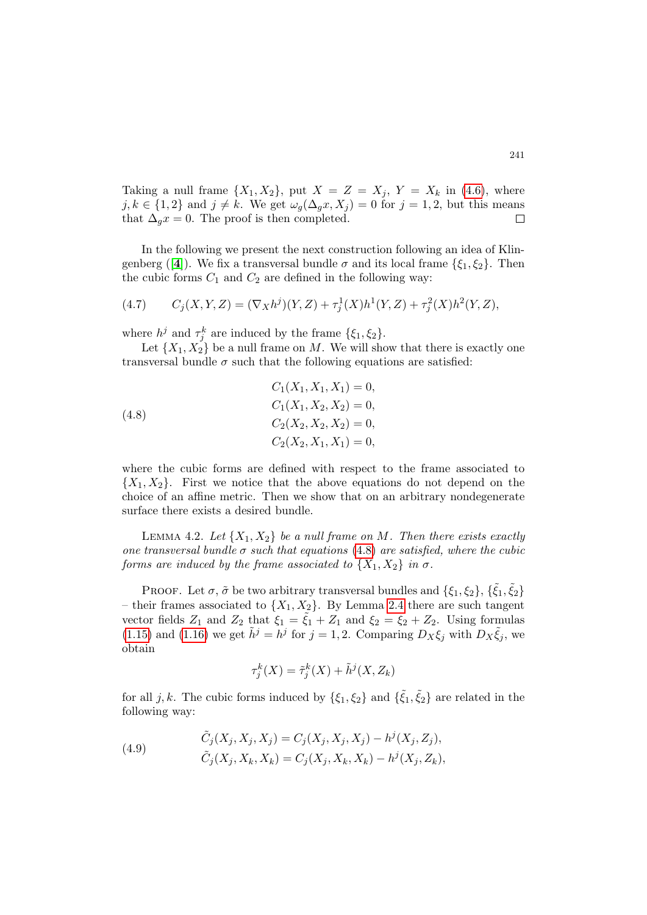Taking a null frame $\{X_1, X_2\}$, put $X = Z = X_j$, $Y = X_k$ in (4.6), where $j, k \in \{1, 2\}$ and $j \neq k$. We get $\omega_g(\Delta_g x, X_j) = 0$ for $j = 1, 2$, but this means that $\Delta_g x = 0$. The proof is then completed. □

In the following we present the next construction following an idea of Klingenberg ([4]). We fix a transversal bundle $\sigma$ and its local frame $\{\xi_1, \xi_2\}$. Then the cubic forms $C_1$ and $C_2$ are defined in the following way:

$$C_j(X, Y, Z) = (\nabla_X h^j)(Y, Z) + \tau_j^1(X) h^1(Y, Z) + \tau_j^2(X) h^2(Y, Z), \tag{4.7}$$

where $h^j$ and $\tau_j^k$ are induced by the frame $\{\xi_1, \xi_2\}$.

Let $\{X_1, X_2\}$ be a null frame on $M$. We will show that there is exactly one transversal bundle $\sigma$ such that the following equations are satisfied:

$$\begin{aligned} C_1(X_1, X_1, X_1) &= 0, \\ C_1(X_1, X_2, X_2) &= 0, \\ C_2(X_2, X_2, X_2) &= 0, \\ C_2(X_2, X_1, X_1) &= 0, \end{aligned} \tag{4.8}$$

where the cubic forms are defined with respect to the frame associated to $\{X_1, X_2\}$. First we notice that the above equations do not depend on the choice of an affine metric. Then we show that on an arbitrary nondegenerate surface there exists a desired bundle.

Lemma 4.2. *Let $\{X_1, X_2\}$ be a null frame on $M$. Then there exists exactly one transversal bundle $\sigma$ such that equations (4.8) are satisfied, where the cubic forms are induced by the frame associated to $\{X_1, X_2\}$ in $\sigma$.*

Proof. Let $\sigma, \tilde{\sigma}$ be two arbitrary transversal bundles and $\{\xi_1, \xi_2\}$, $\{\tilde{\xi}_1, \tilde{\xi}_2\}$ – their frames associated to $\{X_1, X_2\}$. By Lemma 2.4 there are such tangent vector fields $Z_1$ and $Z_2$ that $\xi_1 = \tilde{\xi}_1 + Z_1$ and $\xi_2 = \tilde{\xi}_2 + Z_2$. Using formulas (1.15) and (1.16) we get $\tilde{h}^j = h^j$ for $j = 1, 2$. Comparing $D_X \xi_j$ with $D_X \tilde{\xi}_j$, we obtain

$$\tau_j^k(X) = \tilde{\tau}_j^k(X) + \tilde{h}^j(X, Z_k)$$

for all $j, k$. The cubic forms induced by $\{\xi_1, \xi_2\}$ and $\{\tilde{\xi}_1, \tilde{\xi}_2\}$ are related in the following way:

$$\begin{aligned} \tilde{C}_j(X_j, X_j, X_j) &= C_j(X_j, X_j, X_j) - h^j(X_j, Z_j), \\ \tilde{C}_j(X_j, X_k, X_k) &= C_j(X_j, X_k, X_k) - h^j(X_j, Z_k), \end{aligned} \tag{4.9}$$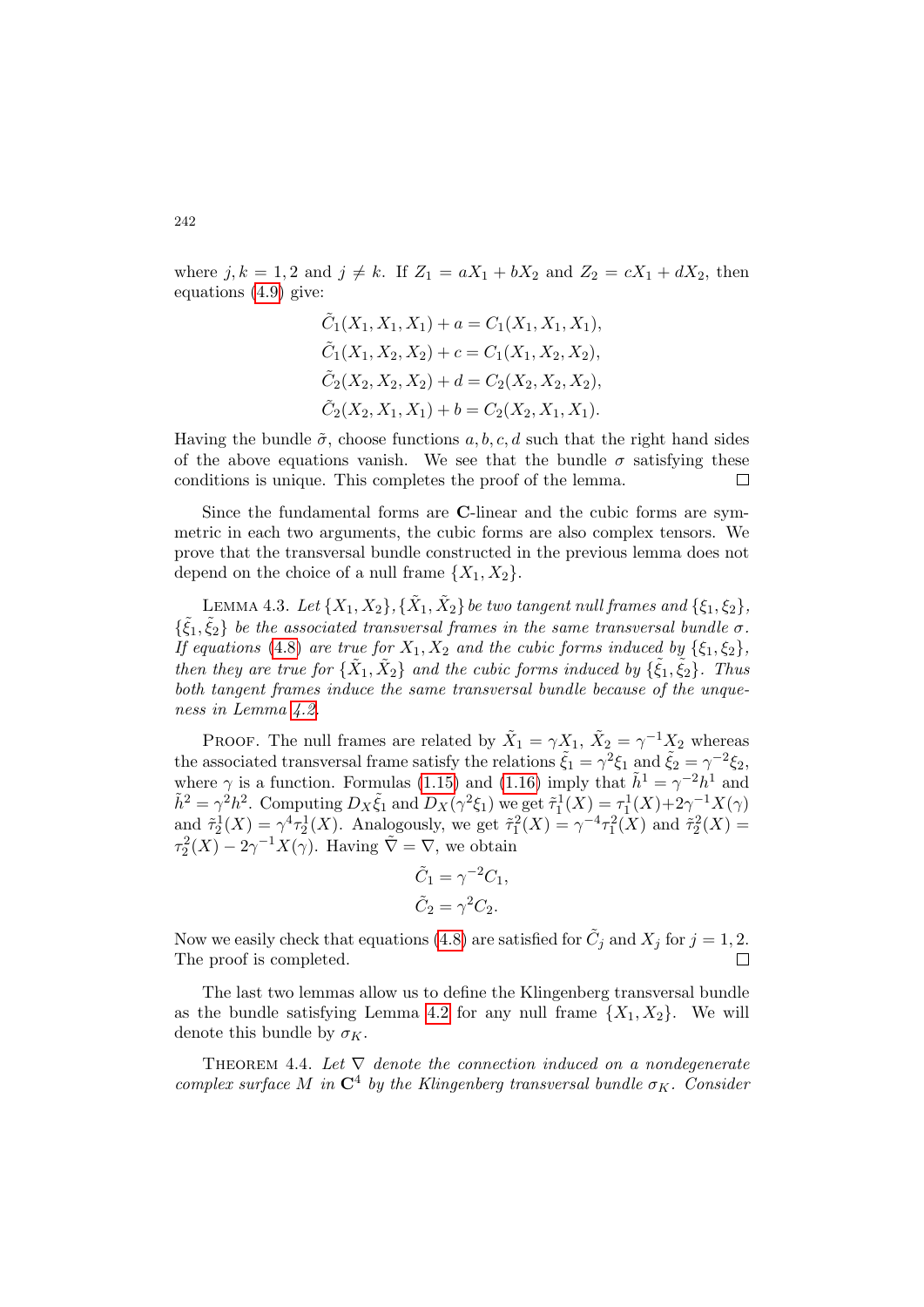where $j, k = 1, 2$ and $j \neq k$. If $Z_1 = aX_1 + bX_2$ and $Z_2 = cX_1 + dX_2$, then equations (4.9) give:

$$
\begin{aligned}
\tilde{C}_1(X_1, X_1, X_1) + a &= C_1(X_1, X_1, X_1), \\
\tilde{C}_1(X_1, X_2, X_2) + c &= C_1(X_1, X_2, X_2), \\
\tilde{C}_2(X_2, X_2, X_2) + d &= C_2(X_2, X_2, X_2), \\
\tilde{C}_2(X_2, X_1, X_1) + b &= C_2(X_2, X_1, X_1).
\end{aligned}
$$

Having the bundle $\tilde{\sigma}$, choose functions $a, b, c, d$ such that the right hand sides of the above equations vanish. We see that the bundle $\sigma$ satisfying these conditions is unique. This completes the proof of the lemma. □

Since the fundamental forms are **C**-linear and the cubic forms are symmetric in each two arguments, the cubic forms are also complex tensors. We prove that the transversal bundle constructed in the previous lemma does not depend on the choice of a null frame $\{X_1, X_2\}$.

Lemma 4.3. *Let $\{X_1, X_2\}, \{\tilde{X}_1, \tilde{X}_2\}$ be two tangent null frames and $\{\xi_1, \xi_2\}$, $\{\tilde{\xi}_1, \tilde{\xi}_2\}$ be the associated transversal frames in the same transversal bundle $\sigma$. If equations (4.8) are true for $X_1, X_2$ and the cubic forms induced by $\{\xi_1, \xi_2\}$, then they are true for $\{\tilde{X}_1, \tilde{X}_2\}$ and the cubic forms induced by $\{\tilde{\xi}_1, \tilde{\xi}_2\}$. Thus both tangent frames induce the same transversal bundle because of the unqueness in Lemma 4.2.*

Proof. The null frames are related by $\tilde{X}_1 = \gamma X_1$, $\tilde{X}_2 = \gamma^{-1} X_2$ whereas the associated transversal frame satisfy the relations $\tilde{\xi}_1 = \gamma^2 \xi_1$ and $\tilde{\xi}_2 = \gamma^{-2}\xi_2$, where $\gamma$ is a function. Formulas (1.15) and (1.16) imply that $\tilde{h}^1 = \gamma^{-2} h^1$ and $\tilde{h}^2 = \gamma^2 h^2$. Computing $D_X \tilde{\xi}_1$ and $D_X(\gamma^2 \xi_1)$ we get $\tilde{\tau}_1^1(X) = \tau_1^1(X) + 2\gamma^{-1} X(\gamma)$ and $\tilde{\tau}_2^1(X) = \gamma^4 \tau_2^1(X)$. Analogously, we get $\tilde{\tau}_1^2(X) = \gamma^{-4}\tau_1^2(X)$ and $\tilde{\tau}_2^2(X) = \tau_2^2(X) - 2\gamma^{-1}X(\gamma)$. Having $\tilde{\nabla} = \nabla$, we obtain

$$
\begin{aligned}
\tilde{C}_1 &= \gamma^{-2} C_1, \\
\tilde{C}_2 &= \gamma^{2} C_2.
\end{aligned}
$$

Now we easily check that equations (4.8) are satisfied for $\tilde{C}_j$ and $X_j$ for $j = 1, 2$. The proof is completed. □

The last two lemmas allow us to define the Klingenberg transversal bundle as the bundle satisfying Lemma 4.2 for any null frame $\{X_1, X_2\}$. We will denote this bundle by $\sigma_K$.

Theorem 4.4. *Let $\nabla$ denote the connection induced on a nondegenerate complex surface $M$ in $\mathbf{C}^4$ by the Klingenberg transversal bundle $\sigma_K$. Consider*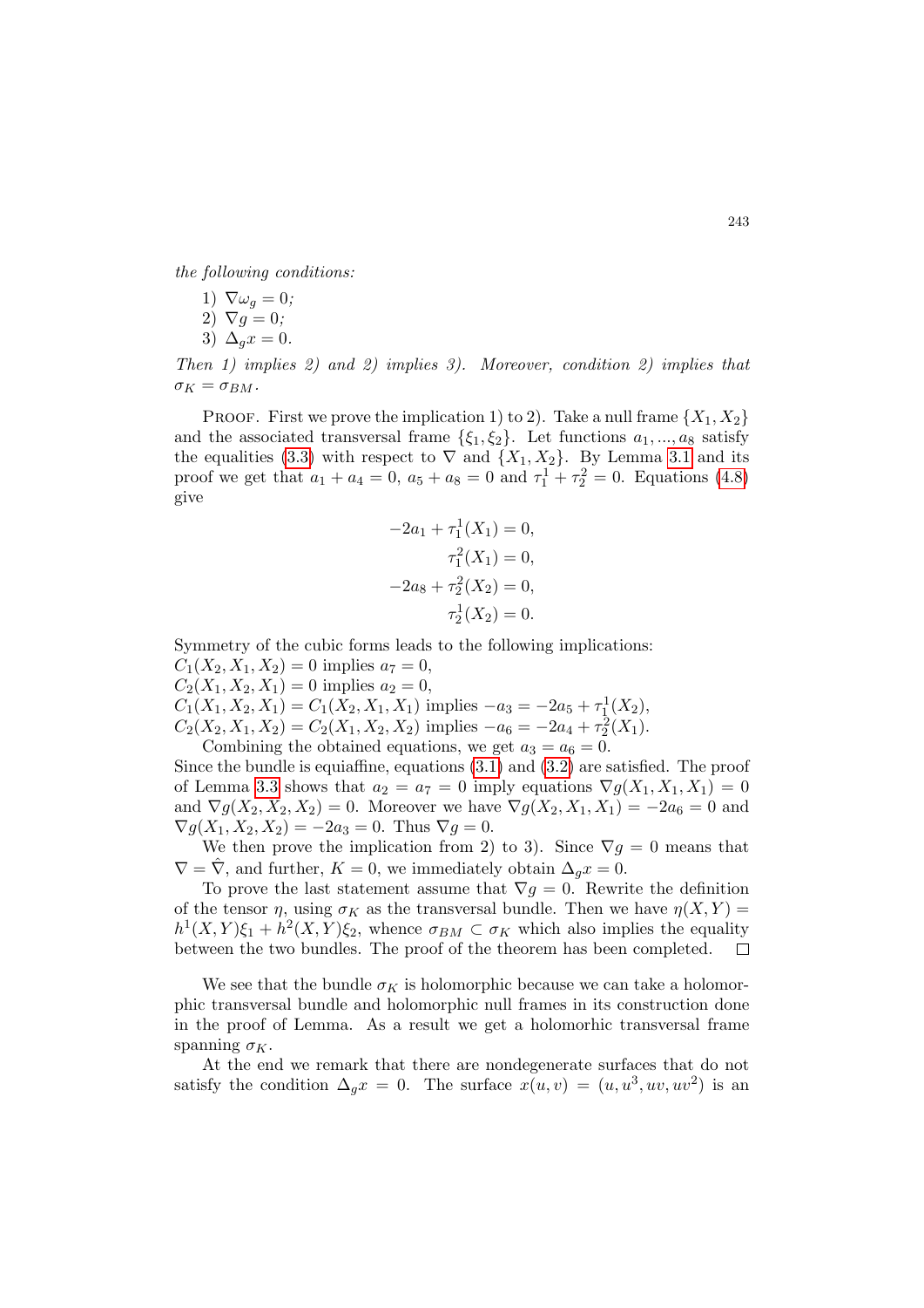*the following conditions:*

1) $\nabla\omega_g = 0$;
2) $\nabla g = 0$;
3) $\Delta_g x = 0$.

*Then 1) implies 2) and 2) implies 3). Moreover, condition 2) implies that* $\sigma_K = \sigma_{BM}$.

Proof. First we prove the implication 1) to 2). Take a null frame $\{X_1, X_2\}$ and the associated transversal frame $\{\xi_1, \xi_2\}$. Let functions $a_1, ..., a_8$ satisfy the equalities (3.3) with respect to $\nabla$ and $\{X_1, X_2\}$. By Lemma 3.1 and its proof we get that $a_1 + a_4 = 0$, $a_5 + a_8 = 0$ and $\tau_1^1 + \tau_2^2 = 0$. Equations (4.8) give

$$\begin{aligned}
-2a_1 + \tau_1^1(X_1) &= 0,\\
\tau_1^2(X_1) &= 0,\\
-2a_8 + \tau_2^2(X_2) &= 0,\\
\tau_2^1(X_2) &= 0.
\end{aligned}$$

Symmetry of the cubic forms leads to the following implications:
$C_1(X_2, X_1, X_2) = 0$ implies $a_7 = 0$,
$C_2(X_1, X_2, X_1) = 0$ implies $a_2 = 0$,
$C_1(X_1, X_2, X_1) = C_1(X_2, X_1, X_1)$ implies $-a_3 = -2a_5 + \tau_1^1(X_2)$,
$C_2(X_2, X_1, X_2) = C_2(X_1, X_2, X_2)$ implies $-a_6 = -2a_4 + \tau_2^2(X_1)$.

Combining the obtained equations, we get $a_3 = a_6 = 0$.
Since the bundle is equiaffine, equations (3.1) and (3.2) are satisfied. The proof of Lemma 3.3 shows that $a_2 = a_7 = 0$ imply equations $\nabla g(X_1, X_1, X_1) = 0$ and $\nabla g(X_2, X_2, X_2) = 0$. Moreover we have $\nabla g(X_2, X_1, X_1) = -2a_6 = 0$ and $\nabla g(X_1, X_2, X_2) = -2a_3 = 0$. Thus $\nabla g = 0$.

We then prove the implication from 2) to 3). Since $\nabla g = 0$ means that $\nabla = \hat{\nabla}$, and further, $K = 0$, we immediately obtain $\Delta_g x = 0$.

To prove the last statement assume that $\nabla g = 0$. Rewrite the definition of the tensor $\eta$, using $\sigma_K$ as the transversal bundle. Then we have $\eta(X, Y) = h^1(X, Y)\xi_1 + h^2(X, Y)\xi_2$, whence $\sigma_{BM} \subset \sigma_K$ which also implies the equality between the two bundles. The proof of the theorem has been completed. □

We see that the bundle $\sigma_K$ is holomorphic because we can take a holomorphic transversal bundle and holomorphic null frames in its construction done in the proof of Lemma. As a result we get a holomorhic transversal frame spanning $\sigma_K$.

At the end we remark that there are nondegenerate surfaces that do not satisfy the condition $\Delta_g x = 0$. The surface $x(u, v) = (u, u^3, uv, uv^2)$ is an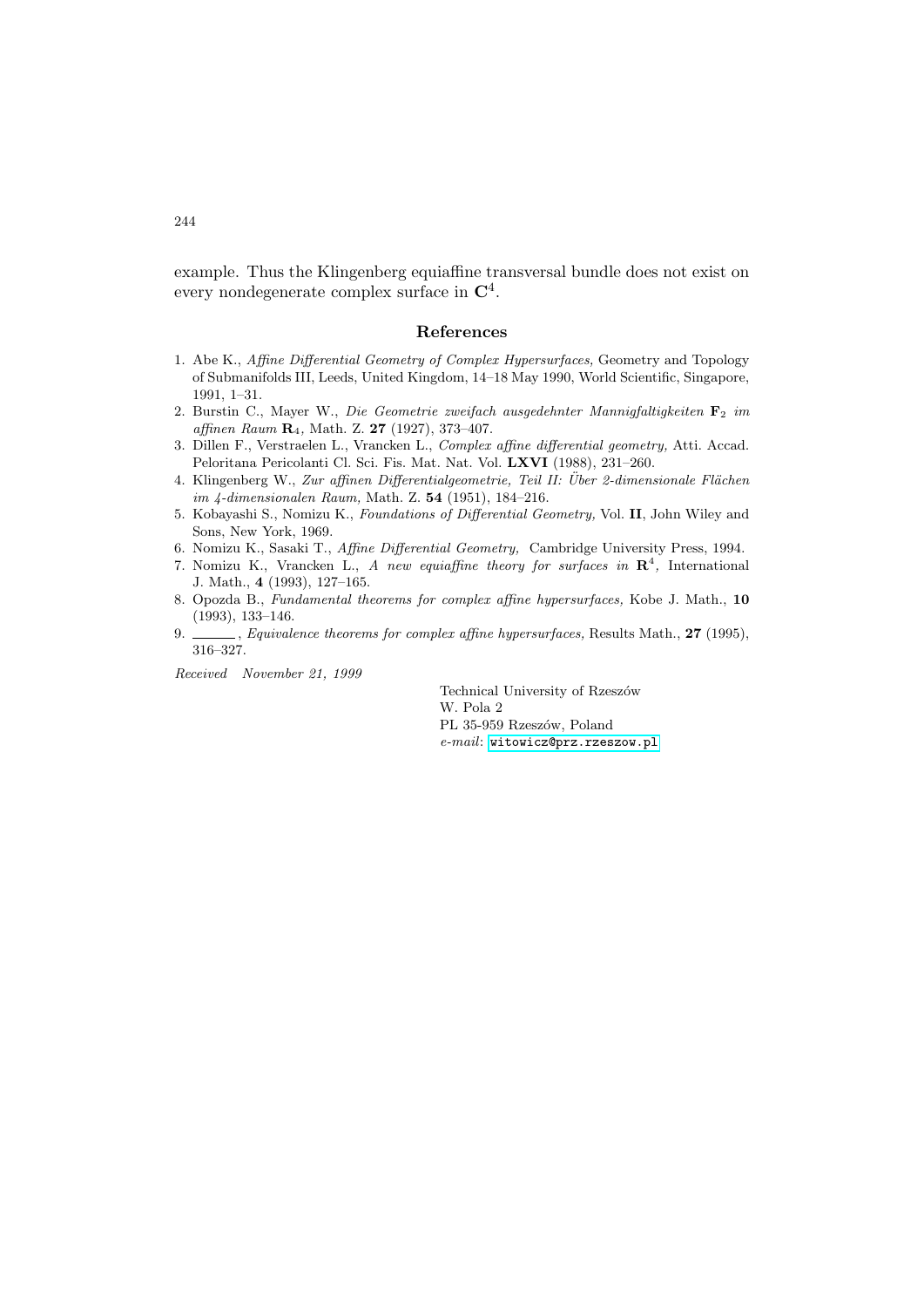example. Thus the Klingenberg equiaffine transversal bundle does not exist on every nondegenerate complex surface in $\mathbf{C}^4$.

## References

1. Abe K., *Affine Differential Geometry of Complex Hypersurfaces,* Geometry and Topology of Submanifolds III, Leeds, United Kingdom, 14–18 May 1990, World Scientific, Singapore, 1991, 1–31.
2. Burstin C., Mayer W., *Die Geometrie zweifach ausgedehnter Mannigfaltigkeiten* $\mathbf{F}_2$ *im affinen Raum* $\mathbf{R}_4$*,* Math. Z. **27** (1927), 373–407.
3. Dillen F., Verstraelen L., Vrancken L., *Complex affine differential geometry,* Atti. Accad. Peloritana Pericolanti Cl. Sci. Fis. Mat. Nat. Vol. **LXVI** (1988), 231–260.
4. Klingenberg W., *Zur affinen Differentialgeometrie, Teil II: Über 2-dimensionale Flächen im 4-dimensionalen Raum,* Math. Z. **54** (1951), 184–216.
5. Kobayashi S., Nomizu K., *Foundations of Differential Geometry,* Vol. **II**, John Wiley and Sons, New York, 1969.
6. Nomizu K., Sasaki T., *Affine Differential Geometry,* Cambridge University Press, 1994.
7. Nomizu K., Vrancken L., *A new equiaffine theory for surfaces in* $\mathbf{R}^4$*,* International J. Math., **4** (1993), 127–165.
8. Opozda B., *Fundamental theorems for complex affine hypersurfaces,* Kobe J. Math., **10** (1993), 133–146.
9. \_\_\_\_\_\_, *Equivalence theorems for complex affine hypersurfaces,* Results Math., **27** (1995), 316–327.

*Received November 21, 1999*

Technical University of Rzeszów
W. Pola 2
PL 35-959 Rzeszów, Poland
*e-mail*: witowicz@prz.rzeszow.pl